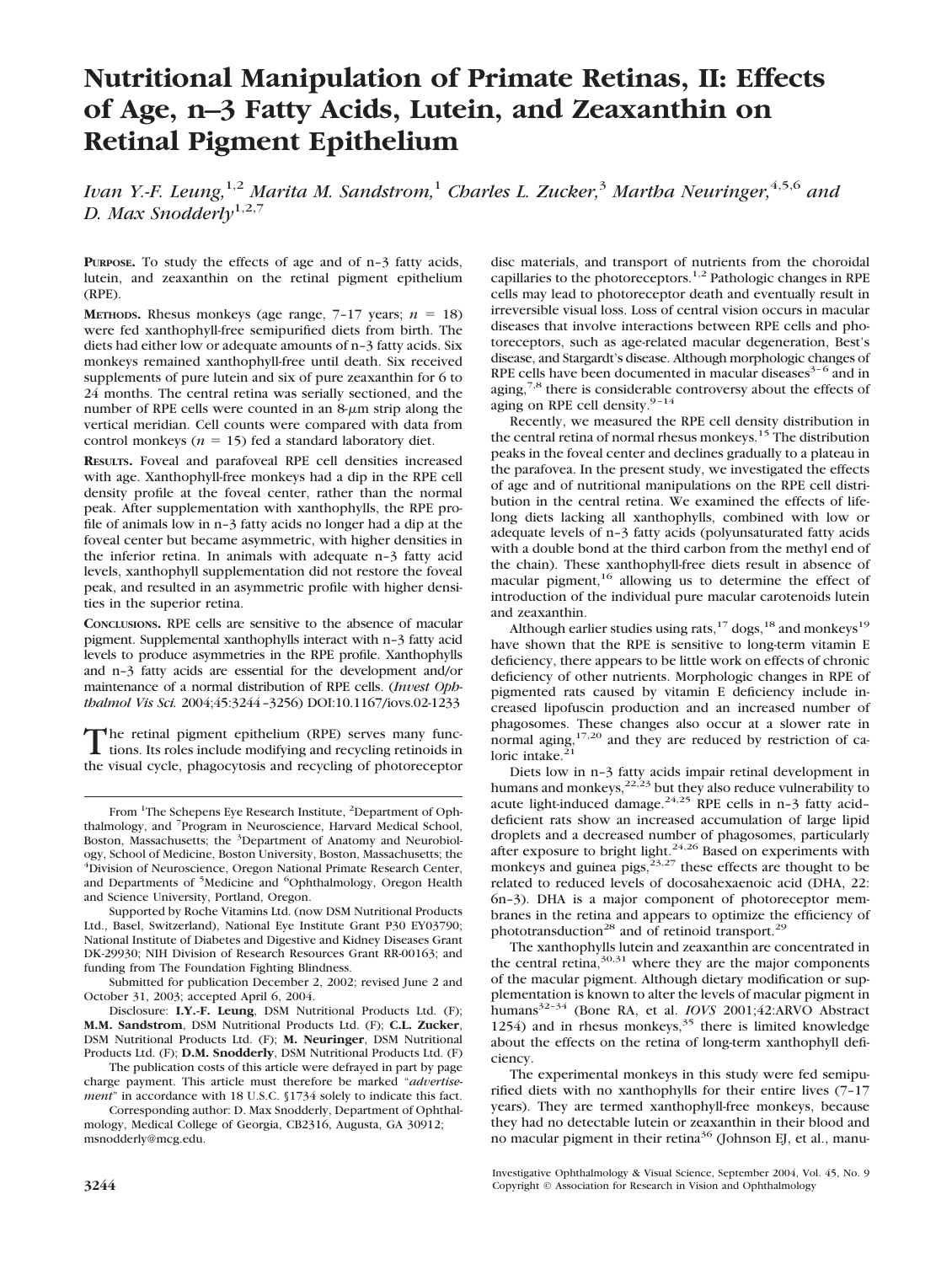# Nutritional Manipulation of Primate Retinas, II: Effects of Age, n–3 Fatty Acids, Lutein, and Zeaxanthin on Retinal Pigment Epithelium

*Ivan Y.-F. Leung,*[1,2] *Marita M. Sandstrom,*[1] *Charles L. Zucker,*[3] *Martha Neuringer,*[4,5,6] *and D. Max Snodderly*[1,2,7]

**PURPOSE.** To study the effects of age and of n–3 fatty acids, lutein, and zeaxanthin on the retinal pigment epithelium (RPE).

**METHODS.** Rhesus monkeys (age range, 7–17 years; $n = 18$) were fed xanthophyll-free semipurified diets from birth. The diets had either low or adequate amounts of n–3 fatty acids. Six monkeys remained xanthophyll-free until death. Six received supplements of pure lutein and six of pure zeaxanthin for 6 to 24 months. The central retina was serially sectioned, and the number of RPE cells were counted in an 8-$\mu$m strip along the vertical meridian. Cell counts were compared with data from control monkeys ($n = 15$) fed a standard laboratory diet.

**RESULTS.** Foveal and parafoveal RPE cell densities increased with age. Xanthophyll-free monkeys had a dip in the RPE cell density profile at the foveal center, rather than the normal peak. After supplementation with xanthophylls, the RPE profile of animals low in n–3 fatty acids no longer had a dip at the foveal center but became asymmetric, with higher densities in the inferior retina. In animals with adequate n–3 fatty acid levels, xanthophyll supplementation did not restore the foveal peak, and resulted in an asymmetric profile with higher densities in the superior retina.

**CONCLUSIONS.** RPE cells are sensitive to the absence of macular pigment. Supplemental xanthophylls interact with n–3 fatty acid levels to produce asymmetries in the RPE profile. Xanthophylls and n–3 fatty acids are essential for the development and/or maintenance of a normal distribution of RPE cells. (*Invest Ophthalmol Vis Sci.* 2004;45:3244–3256) DOI:10.1167/iovs.02-1233

The retinal pigment epithelium (RPE) serves many functions. Its roles include modifying and recycling retinoids in the visual cycle, phagocytosis and recycling of photoreceptor disc materials, and transport of nutrients from the choroidal capillaries to the photoreceptors.[1,2] Pathologic changes in RPE cells may lead to photoreceptor death and eventually result in irreversible visual loss. Loss of central vision occurs in macular diseases that involve interactions between RPE cells and photoreceptors, such as age-related macular degeneration, Best's disease, and Stargardt's disease. Although morphologic changes of RPE cells have been documented in macular diseases[3–6] and in aging,[7,8] there is considerable controversy about the effects of aging on RPE cell density.[9–14]

Recently, we measured the RPE cell density distribution in the central retina of normal rhesus monkeys.[15] The distribution peaks in the foveal center and declines gradually to a plateau in the parafovea. In the present study, we investigated the effects of age and of nutritional manipulations on the RPE cell distribution in the central retina. We examined the effects of lifelong diets lacking all xanthophylls, combined with low or adequate levels of n–3 fatty acids (polyunsaturated fatty acids with a double bond at the third carbon from the methyl end of the chain). These xanthophyll-free diets result in absence of macular pigment,[16] allowing us to determine the effect of introduction of the individual pure macular carotenoids lutein and zeaxanthin.

Although earlier studies using rats,[17] dogs,[18] and monkeys[19] have shown that the RPE is sensitive to long-term vitamin E deficiency, there appears to be little work on effects of chronic deficiency of other nutrients. Morphologic changes in RPE of pigmented rats caused by vitamin E deficiency include increased lipofuscin production and an increased number of phagosomes. These changes also occur at a slower rate in normal aging,[17,20] and they are reduced by restriction of caloric intake.[21]

Diets low in n–3 fatty acids impair retinal development in humans and monkeys,[22,23] but they also reduce vulnerability to acute light-induced damage.[24,25] RPE cells in n–3 fatty acid–deficient rats show an increased accumulation of large lipid droplets and a decreased number of phagosomes, particularly after exposure to bright light.[24,26] Based on experiments with monkeys and guinea pigs,[23,27] these effects are thought to be related to reduced levels of docosahexaenoic acid (DHA, 22:6n-3). DHA is a major component of photoreceptor membranes in the retina and appears to optimize the efficiency of phototransduction[28] and of retinoid transport.[29]

The xanthophylls lutein and zeaxanthin are concentrated in the central retina,[30,31] where they are the major components of the macular pigment. Although dietary modification or supplementation is known to alter the levels of macular pigment in humans[32–34] (Bone RA, et al. *IOVS* 2001;42:ARVO Abstract 1254) and in rhesus monkeys,[35] there is limited knowledge about the effects on the retina of long-term xanthophyll deficiency.

The experimental monkeys in this study were fed semipurified diets with no xanthophylls for their entire lives (7–17 years). They are termed xanthophyll-free monkeys, because they had no detectable lutein or zeaxanthin in their blood and no macular pigment in their retina[36] (Johnson EJ, et al., manu-

---

From [1]The Schepens Eye Research Institute, [2]Department of Ophthalmology, and [7]Program in Neuroscience, Harvard Medical School, Boston, Massachusetts; the [3]Department of Anatomy and Neurobiology, School of Medicine, Boston University, Boston, Massachusetts; the [4]Division of Neuroscience, Oregon National Primate Research Center, and Departments of [5]Medicine and [6]Ophthalmology, Oregon Health and Science University, Portland, Oregon.

Supported by Roche Vitamins Ltd. (now DSM Nutritional Products Ltd., Basel, Switzerland), National Eye Institute Grant P30 EY03790; National Institute of Diabetes and Digestive and Kidney Diseases Grant DK-29930; NIH Division of Research Resources Grant RR-00163; and funding from The Foundation Fighting Blindness.

Submitted for publication December 2, 2002; revised June 2 and October 31, 2003; accepted April 6, 2004.

Disclosure: **I.Y.-F. Leung**, DSM Nutritional Products Ltd. (F); **M.M. Sandstrom**, DSM Nutritional Products Ltd. (F); **C.L. Zucker**, DSM Nutritional Products Ltd. (F); **M. Neuringer**, DSM Nutritional Products Ltd. (F); **D.M. Snodderly**, DSM Nutritional Products Ltd. (F)

The publication costs of this article were defrayed in part by page charge payment. This article must therefore be marked "*advertisement*" in accordance with 18 U.S.C. §1734 solely to indicate this fact.

Corresponding author: D. Max Snodderly, Department of Ophthalmology, Medical College of Georgia, CB2316, Augusta, GA 30912; msnodderly@mcg.edu.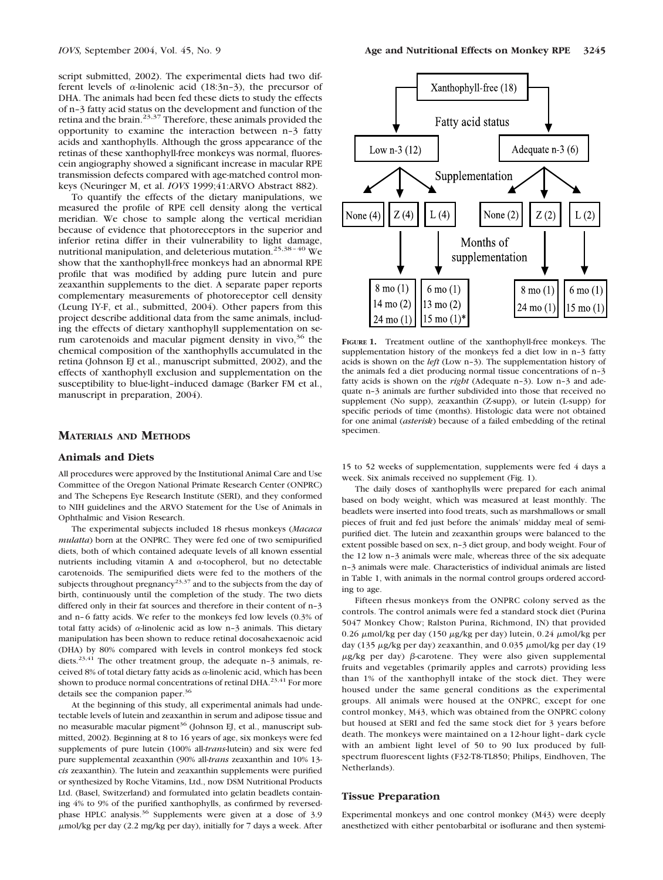script submitted, 2002). The experimental diets had two different levels of α-linolenic acid (18:3n–3), the precursor of DHA. The animals had been fed these diets to study the effects of n–3 fatty acid status on the development and function of the retina and the brain.[23,37] Therefore, these animals provided the opportunity to examine the interaction between n–3 fatty acids and xanthophylls. Although the gross appearance of the retinas of these xanthophyll-free monkeys was normal, fluorescein angiography showed a significant increase in macular RPE transmission defects compared with age-matched control monkeys (Neuringer M, et al. *IOVS* 1999;41:ARVO Abstract 882).

To quantify the effects of the dietary manipulations, we measured the profile of RPE cell density along the vertical meridian. We chose to sample along the vertical meridian because of evidence that photoreceptors in the superior and inferior retina differ in their vulnerability to light damage, nutritional manipulation, and deleterious mutation.[25,38–40] We show that the xanthophyll-free monkeys had an abnormal RPE profile that was modified by adding pure lutein and pure zeaxanthin supplements to the diet. A separate paper reports complementary measurements of photoreceptor cell density (Leung IY-F, et al., submitted, 2004). Other papers from this project describe additional data from the same animals, including the effects of dietary xanthophyll supplementation on serum carotenoids and macular pigment density in vivo,[36] the chemical composition of the xanthophylls accumulated in the retina (Johnson EJ et al., manuscript submitted, 2002), and the effects of xanthophyll exclusion and supplementation on the susceptibility to blue-light–induced damage (Barker FM et al., manuscript in preparation, 2004).

Xanthophyll-free (18)

Fatty acid status

Low n-3 (12) | Adequate n-3 (6)

Supplementation

None (4) | Z (4) | L (4) | None (2) | Z (2) | L (2)

Months of supplementation

Low n-3, Z: 8 mo (1), 14 mo (2), 24 mo (1)
Low n-3, L: 6 mo (1), 13 mo (2), 15 mo (1)*
Adequate n-3, Z: 8 mo (1), 24 mo (1)
Adequate n-3, L: 6 mo (1), 15 mo (1)

**FIGURE 1.** Treatment outline of the xanthophyll-free monkeys. The supplementation history of the monkeys fed a diet low in n–3 fatty acids is shown on the *left* (Low n–3). The supplementation history of the animals fed a diet producing normal tissue concentrations of n–3 fatty acids is shown on the *right* (Adequate n–3). Low n–3 and adequate n–3 animals are further subdivided into those that received no supplement (No supp), zeaxanthin (Z-supp), or lutein (L-supp) for specific periods of time (months). Histologic data were not obtained for one animal (*asterisk*) because of a failed embedding of the retinal specimen.

## MATERIALS AND METHODS

### Animals and Diets

All procedures were approved by the Institutional Animal Care and Use Committee of the Oregon National Primate Research Center (ONPRC) and The Schepens Eye Research Institute (SERI), and they conformed to NIH guidelines and the ARVO Statement for the Use of Animals in Ophthalmic and Vision Research.

The experimental subjects included 18 rhesus monkeys (*Macaca mulatta*) born at the ONPRC. They were fed one of two semipurified diets, both of which contained adequate levels of all known essential nutrients including vitamin A and α-tocopherol, but no detectable carotenoids. The semipurified diets were fed to the mothers of the subjects throughout pregnancy[23,37] and to the subjects from the day of birth, continuously until the completion of the study. The two diets differed only in their fat sources and therefore in their content of n–3 and n–6 fatty acids. We refer to the monkeys fed low levels (0.3% of total fatty acids) of α-linolenic acid as low n–3 animals. This dietary manipulation has been shown to reduce retinal docosahexaenoic acid (DHA) by 80% compared with levels in control monkeys fed stock diets.[23,41] The other treatment group, the adequate n–3 animals, received 8% of total dietary fatty acids as α-linolenic acid, which has been shown to produce normal concentrations of retinal DHA.[23,41] For more details see the companion paper.[36]

At the beginning of this study, all experimental animals had undetectable levels of lutein and zeaxanthin in serum and adipose tissue and no measurable macular pigment[36] (Johnson EJ, et al., manuscript submitted, 2002). Beginning at 8 to 16 years of age, six monkeys were fed supplements of pure lutein (100% all-*trans*-lutein) and six were fed pure supplemental zeaxanthin (90% all-*trans* zeaxanthin and 10% 13-*cis* zeaxanthin). The lutein and zeaxanthin supplements were purified or synthesized by Roche Vitamins, Ltd., now DSM Nutritional Products Ltd. (Basel, Switzerland) and formulated into gelatin beadlets containing 4% to 9% of the purified xanthophylls, as confirmed by reversed-phase HPLC analysis.[36] Supplements were given at a dose of 3.9 μmol/kg per day (2.2 mg/kg per day), initially for 7 days a week. After 15 to 52 weeks of supplementation, supplements were fed 4 days a week. Six animals received no supplement (Fig. 1).

The daily doses of xanthophylls were prepared for each animal based on body weight, which was measured at least monthly. The beadlets were inserted into food treats, such as marshmallows or small pieces of fruit and fed just before the animals' midday meal of semipurified diet. The lutein and zeaxanthin groups were balanced to the extent possible based on sex, n–3 diet group, and body weight. Four of the 12 low n–3 animals were male, whereas three of the six adequate n–3 animals were male. Characteristics of individual animals are listed in Table 1, with animals in the normal control groups ordered according to age.

Fifteen rhesus monkeys from the ONPRC colony served as the controls. The control animals were fed a standard stock diet (Purina 5047 Monkey Chow; Ralston Purina, Richmond, IN) that provided 0.26 μmol/kg per day (150 μg/kg per day) lutein, 0.24 μmol/kg per day (135 μg/kg per day) zeaxanthin, and 0.035 μmol/kg per day (19 μg/kg per day) β-carotene. They were also given supplemental fruits and vegetables (primarily apples and carrots) providing less than 1% of the xanthophyll intake of the stock diet. They were housed under the same general conditions as the experimental groups. All animals were housed at the ONPRC, except for one control monkey, M43, which was obtained from the ONPRC colony but housed at SERI and fed the same stock diet for 3 years before death. The monkeys were maintained on a 12-hour light–dark cycle with an ambient light level of 50 to 90 lux produced by full-spectrum fluorescent lights (F32-T8-TL850; Philips, Eindhoven, The Netherlands).

### Tissue Preparation

Experimental monkeys and one control monkey (M43) were deeply anesthetized with either pentobarbital or isoflurane and then systemi-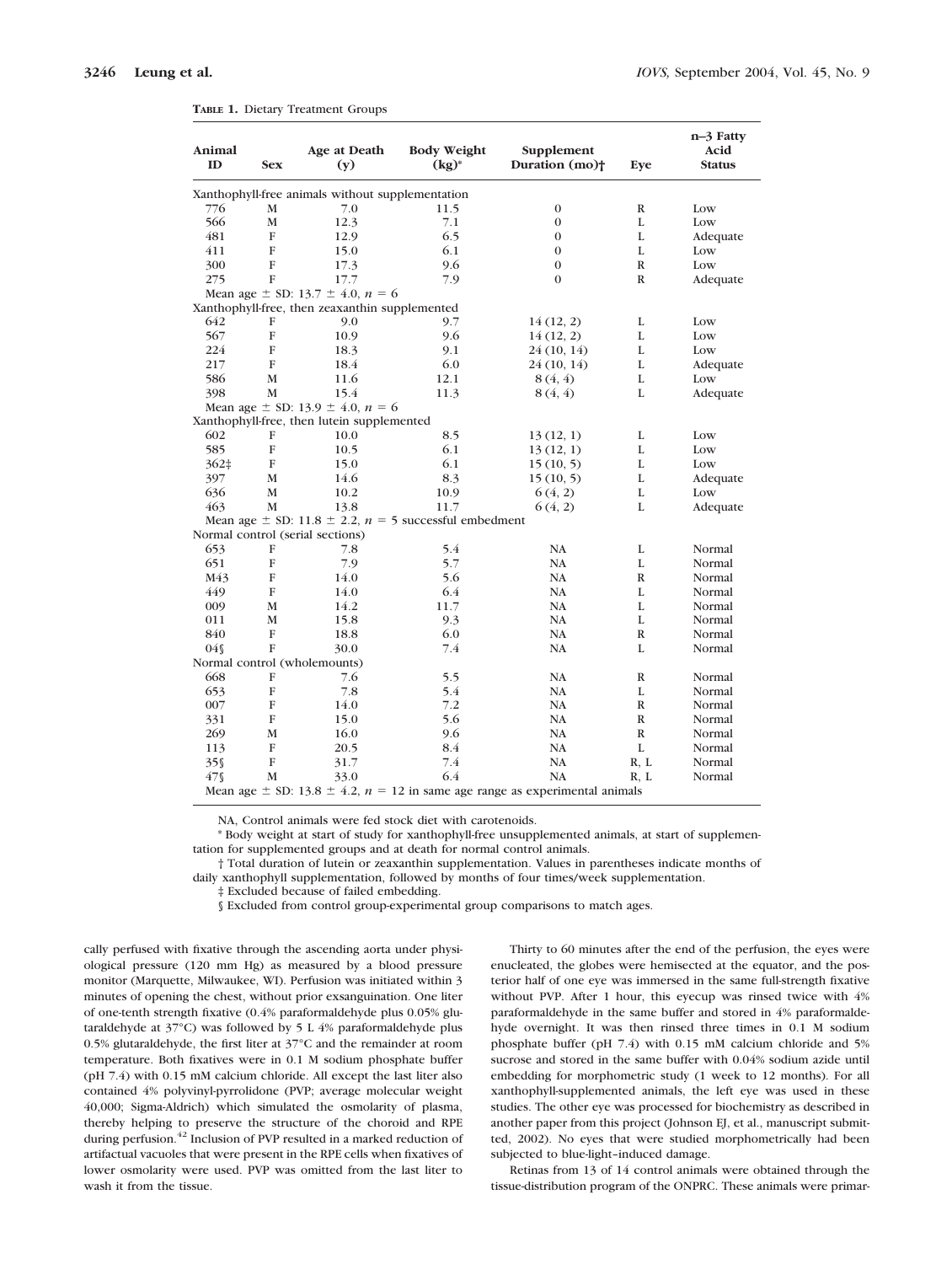**TABLE 1.** Dietary Treatment Groups

| Animal ID | Sex | Age at Death (y) | Body Weight (kg)* | Supplement Duration (mo)† | Eye | n–3 Fatty Acid Status |
|---|---|---|---|---|---|---|
| Xanthophyll-free animals without supplementation | | | | | | |
| 776 | M | 7.0 | 11.5 | 0 | R | Low |
| 566 | M | 12.3 | 7.1 | 0 | L | Low |
| 481 | F | 12.9 | 6.5 | 0 | L | Adequate |
| 411 | F | 15.0 | 6.1 | 0 | L | Low |
| 300 | F | 17.3 | 9.6 | 0 | R | Low |
| 275 | F | 17.7 | 7.9 | 0 | R | Adequate |
| Mean age ± SD: 13.7 ± 4.0, $n = 6$ | | | | | | |
| Xanthophyll-free, then zeaxanthin supplemented | | | | | | |
| 642 | F | 9.0 | 9.7 | 14 (12, 2) | L | Low |
| 567 | F | 10.9 | 9.6 | 14 (12, 2) | L | Low |
| 224 | F | 18.3 | 9.1 | 24 (10, 14) | L | Low |
| 217 | F | 18.4 | 6.0 | 24 (10, 14) | L | Adequate |
| 586 | M | 11.6 | 12.1 | 8 (4, 4) | L | Low |
| 398 | M | 15.4 | 11.3 | 8 (4, 4) | L | Adequate |
| Mean age ± SD: 13.9 ± 4.0, $n = 6$ | | | | | | |
| Xanthophyll-free, then lutein supplemented | | | | | | |
| 602 | F | 10.0 | 8.5 | 13 (12, 1) | L | Low |
| 585 | F | 10.5 | 6.1 | 13 (12, 1) | L | Low |
| 362‡ | F | 15.0 | 6.1 | 15 (10, 5) | L | Low |
| 397 | M | 14.6 | 8.3 | 15 (10, 5) | L | Adequate |
| 636 | M | 10.2 | 10.9 | 6 (4, 2) | L | Low |
| 463 | M | 13.8 | 11.7 | 6 (4, 2) | L | Adequate |
| Mean age ± SD: 11.8 ± 2.2, $n = 5$ successful embedment | | | | | | |
| Normal control (serial sections) | | | | | | |
| 653 | F | 7.8 | 5.4 | NA | L | Normal |
| 651 | F | 7.9 | 5.7 | NA | L | Normal |
| M43 | F | 14.0 | 5.6 | NA | R | Normal |
| 449 | F | 14.0 | 6.4 | NA | L | Normal |
| 009 | M | 14.2 | 11.7 | NA | L | Normal |
| 011 | M | 15.8 | 9.3 | NA | L | Normal |
| 840 | F | 18.8 | 6.0 | NA | R | Normal |
| 04§ | F | 30.0 | 7.4 | NA | L | Normal |
| Normal control (wholemounts) | | | | | | |
| 668 | F | 7.6 | 5.5 | NA | R | Normal |
| 653 | F | 7.8 | 5.4 | NA | L | Normal |
| 007 | F | 14.0 | 7.2 | NA | R | Normal |
| 331 | F | 15.0 | 5.6 | NA | R | Normal |
| 269 | M | 16.0 | 9.6 | NA | R | Normal |
| 113 | F | 20.5 | 8.4 | NA | L | Normal |
| 35§ | F | 31.7 | 7.4 | NA | R, L | Normal |
| 47§ | M | 33.0 | 6.4 | NA | R, L | Normal |
| Mean age ± SD: 13.8 ± 4.2, $n = 12$ in same age range as experimental animals | | | | | | |

NA, Control animals were fed stock diet with carotenoids.

\* Body weight at start of study for xanthophyll-free unsupplemented animals, at start of supplementation for supplemented groups and at death for normal control animals.

† Total duration of lutein or zeaxanthin supplementation. Values in parentheses indicate months of daily xanthophyll supplementation, followed by months of four times/week supplementation.

‡ Excluded because of failed embedding.

§ Excluded from control group-experimental group comparisons to match ages.

cally perfused with fixative through the ascending aorta under physiological pressure (120 mm Hg) as measured by a blood pressure monitor (Marquette, Milwaukee, WI). Perfusion was initiated within 3 minutes of opening the chest, without prior exsanguination. One liter of one-tenth strength fixative (0.4% paraformaldehyde plus 0.05% glutaraldehyde at 37°C) was followed by 5 L 4% paraformaldehyde plus 0.5% glutaraldehyde, the first liter at 37°C and the remainder at room temperature. Both fixatives were in 0.1 M sodium phosphate buffer (pH 7.4) with 0.15 mM calcium chloride. All except the last liter also contained 4% polyvinyl-pyrrolidone (PVP; average molecular weight 40,000; Sigma-Aldrich) which simulated the osmolarity of plasma, thereby helping to preserve the structure of the choroid and RPE during perfusion.[42] Inclusion of PVP resulted in a marked reduction of artifactual vacuoles that were present in the RPE cells when fixatives of lower osmolarity were used. PVP was omitted from the last liter to wash it from the tissue.

Thirty to 60 minutes after the end of the perfusion, the eyes were enucleated, the globes were hemisected at the equator, and the posterior half of one eye was immersed in the same full-strength fixative without PVP. After 1 hour, this eyecup was rinsed twice with 4% paraformaldehyde in the same buffer and stored in 4% paraformaldehyde overnight. It was then rinsed three times in 0.1 M sodium phosphate buffer (pH 7.4) with 0.15 mM calcium chloride and 5% sucrose and stored in the same buffer with 0.04% sodium azide until embedding for morphometric study (1 week to 12 months). For all xanthophyll-supplemented animals, the left eye was used in these studies. The other eye was processed for biochemistry as described in another paper from this project (Johnson EJ, et al., manuscript submitted, 2002). No eyes that were studied morphometrically had been subjected to blue-light–induced damage.

Retinas from 13 of 14 control animals were obtained through the tissue-distribution program of the ONPRC. These animals were primar-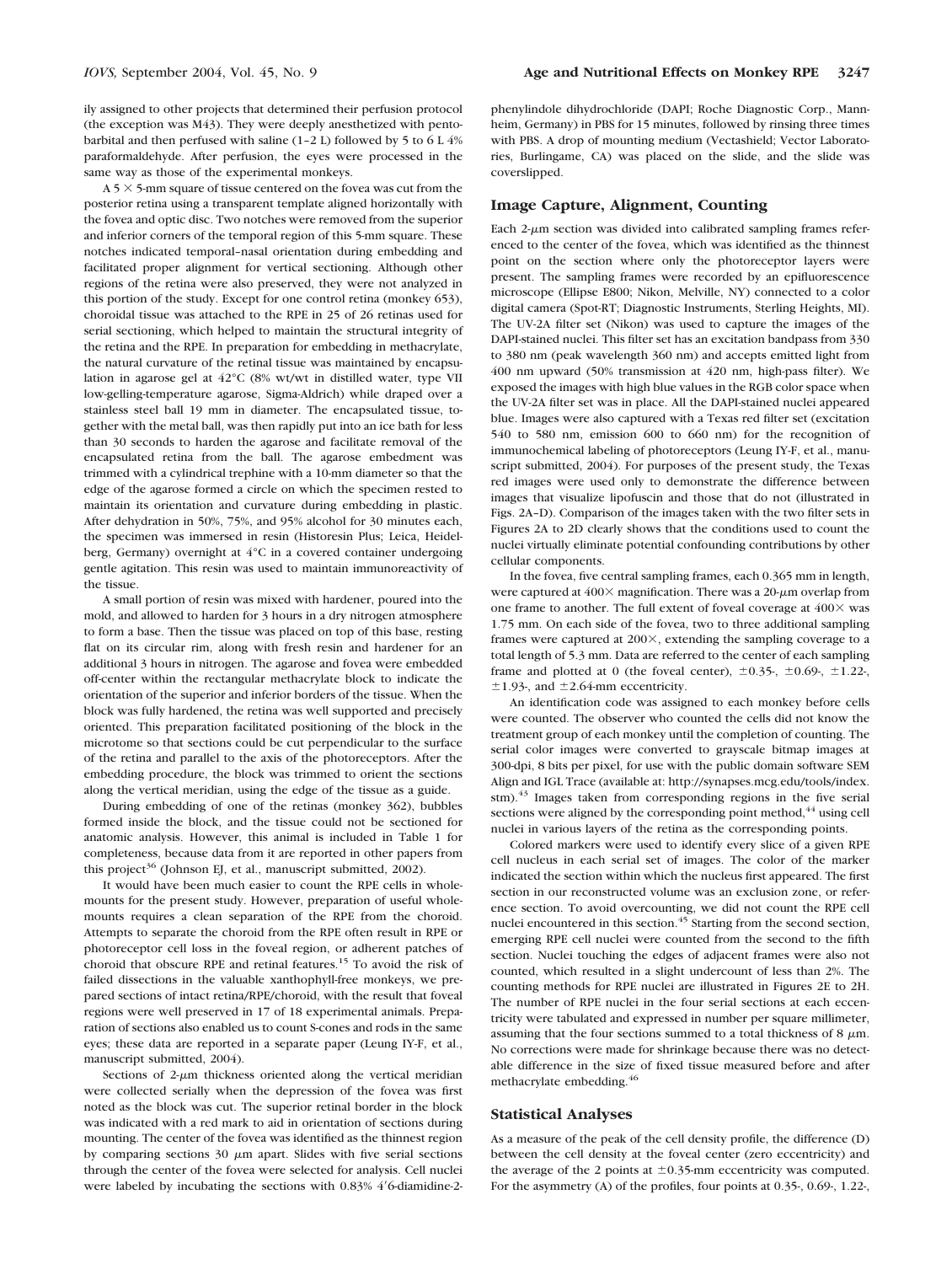ily assigned to other projects that determined their perfusion protocol (the exception was M43). They were deeply anesthetized with pentobarbital and then perfused with saline (1–2 L) followed by 5 to 6 L 4% paraformaldehyde. After perfusion, the eyes were processed in the same way as those of the experimental monkeys.

A 5 × 5-mm square of tissue centered on the fovea was cut from the posterior retina using a transparent template aligned horizontally with the fovea and optic disc. Two notches were removed from the superior and inferior corners of the temporal region of this 5-mm square. These notches indicated temporal–nasal orientation during embedding and facilitated proper alignment for vertical sectioning. Although other regions of the retina were also preserved, they were not analyzed in this portion of the study. Except for one control retina (monkey 653), choroidal tissue was attached to the RPE in 25 of 26 retinas used for serial sectioning, which helped to maintain the structural integrity of the retina and the RPE. In preparation for embedding in methacrylate, the natural curvature of the retinal tissue was maintained by encapsulation in agarose gel at 42°C (8% wt/wt in distilled water, type VII low-gelling-temperature agarose, Sigma-Aldrich) while draped over a stainless steel ball 19 mm in diameter. The encapsulated tissue, together with the metal ball, was then rapidly put into an ice bath for less than 30 seconds to harden the agarose and facilitate removal of the encapsulated retina from the ball. The agarose embedment was trimmed with a cylindrical trephine with a 10-mm diameter so that the edge of the agarose formed a circle on which the specimen rested to maintain its orientation and curvature during embedding in plastic. After dehydration in 50%, 75%, and 95% alcohol for 30 minutes each, the specimen was immersed in resin (Historesin Plus; Leica, Heidelberg, Germany) overnight at 4°C in a covered container undergoing gentle agitation. This resin was used to maintain immunoreactivity of the tissue.

A small portion of resin was mixed with hardener, poured into the mold, and allowed to harden for 3 hours in a dry nitrogen atmosphere to form a base. Then the tissue was placed on top of this base, resting flat on its circular rim, along with fresh resin and hardener for an additional 3 hours in nitrogen. The agarose and fovea were embedded off-center within the rectangular methacrylate block to indicate the orientation of the superior and inferior borders of the tissue. When the block was fully hardened, the retina was well supported and precisely oriented. This preparation facilitated positioning of the block in the microtome so that sections could be cut perpendicular to the surface of the retina and parallel to the axis of the photoreceptors. After the embedding procedure, the block was trimmed to orient the sections along the vertical meridian, using the edge of the tissue as a guide.

During embedding of one of the retinas (monkey 362), bubbles formed inside the block, and the tissue could not be sectioned for anatomic analysis. However, this animal is included in Table 1 for completeness, because data from it are reported in other papers from this project[36] (Johnson EJ, et al., manuscript submitted, 2002).

It would have been much easier to count the RPE cells in wholemounts for the present study. However, preparation of useful wholemounts requires a clean separation of the RPE from the choroid. Attempts to separate the choroid from the RPE often result in RPE or photoreceptor cell loss in the foveal region, or adherent patches of choroid that obscure RPE and retinal features.[15] To avoid the risk of failed dissections in the valuable xanthophyll-free monkeys, we prepared sections of intact retina/RPE/choroid, with the result that foveal regions were well preserved in 17 of 18 experimental animals. Preparation of sections also enabled us to count S-cones and rods in the same eyes; these data are reported in a separate paper (Leung IY-F, et al., manuscript submitted, 2004).

Sections of 2-μm thickness oriented along the vertical meridian were collected serially when the depression of the fovea was first noted as the block was cut. The superior retinal border in the block was indicated with a red mark to aid in orientation of sections during mounting. The center of the fovea was identified as the thinnest region by comparing sections 30 μm apart. Slides with five serial sections through the center of the fovea were selected for analysis. Cell nuclei were labeled by incubating the sections with 0.83% 4′6-diamidine-2-phenylindole dihydrochloride (DAPI; Roche Diagnostic Corp., Mannheim, Germany) in PBS for 15 minutes, followed by rinsing three times with PBS. A drop of mounting medium (Vectashield; Vector Laboratories, Burlingame, CA) was placed on the slide, and the slide was coverslipped.

## Image Capture, Alignment, Counting

Each 2-μm section was divided into calibrated sampling frames referenced to the center of the fovea, which was identified as the thinnest point on the section where only the photoreceptor layers were present. The sampling frames were recorded by an epifluorescence microscope (Ellipse E800; Nikon, Melville, NY) connected to a color digital camera (Spot-RT; Diagnostic Instruments, Sterling Heights, MI). The UV-2A filter set (Nikon) was used to capture the images of the DAPI-stained nuclei. This filter set has an excitation bandpass from 330 to 380 nm (peak wavelength 360 nm) and accepts emitted light from 400 nm upward (50% transmission at 420 nm, high-pass filter). We exposed the images with high blue values in the RGB color space when the UV-2A filter set was in place. All the DAPI-stained nuclei appeared blue. Images were also captured with a Texas red filter set (excitation 540 to 580 nm, emission 600 to 660 nm) for the recognition of immunochemical labeling of photoreceptors (Leung IY-F, et al., manuscript submitted, 2004). For purposes of the present study, the Texas red images were used only to demonstrate the difference between images that visualize lipofuscin and those that do not (illustrated in Figs. 2A–D). Comparison of the images taken with the two filter sets in Figures 2A to 2D clearly shows that the conditions used to count the nuclei virtually eliminate potential confounding contributions by other cellular components.

In the fovea, five central sampling frames, each 0.365 mm in length, were captured at 400× magnification. There was a 20-μm overlap from one frame to another. The full extent of foveal coverage at 400× was 1.75 mm. On each side of the fovea, two to three additional sampling frames were captured at 200×, extending the sampling coverage to a total length of 5.3 mm. Data are referred to the center of each sampling frame and plotted at 0 (the foveal center), ±0.35-, ±0.69-, ±1.22-, ±1.93-, and ±2.64-mm eccentricity.

An identification code was assigned to each monkey before cells were counted. The observer who counted the cells did not know the treatment group of each monkey until the completion of counting. The serial color images were converted to grayscale bitmap images at 300-dpi, 8 bits per pixel, for use with the public domain software SEM Align and IGL Trace (available at: http://synapses.mcg.edu/tools/index.stm).[43] Images taken from corresponding regions in the five serial sections were aligned by the corresponding point method,[44] using cell nuclei in various layers of the retina as the corresponding points.

Colored markers were used to identify every slice of a given RPE cell nucleus in each serial set of images. The color of the marker indicated the section within which the nucleus first appeared. The first section in our reconstructed volume was an exclusion zone, or reference section. To avoid overcounting, we did not count the RPE cell nuclei encountered in this section.[45] Starting from the second section, emerging RPE cell nuclei were counted from the second to the fifth section. Nuclei touching the edges of adjacent frames were also not counted, which resulted in a slight undercount of less than 2%. The counting methods for RPE nuclei are illustrated in Figures 2E to 2H. The number of RPE nuclei in the four serial sections at each eccentricity were tabulated and expressed in number per square millimeter, assuming that the four sections summed to a total thickness of 8 μm. No corrections were made for shrinkage because there was no detectable difference in the size of fixed tissue measured before and after methacrylate embedding.[46]

## Statistical Analyses

As a measure of the peak of the cell density profile, the difference (D) between the cell density at the foveal center (zero eccentricity) and the average of the 2 points at ±0.35-mm eccentricity was computed. For the asymmetry (A) of the profiles, four points at 0.35-, 0.69-, 1.22-,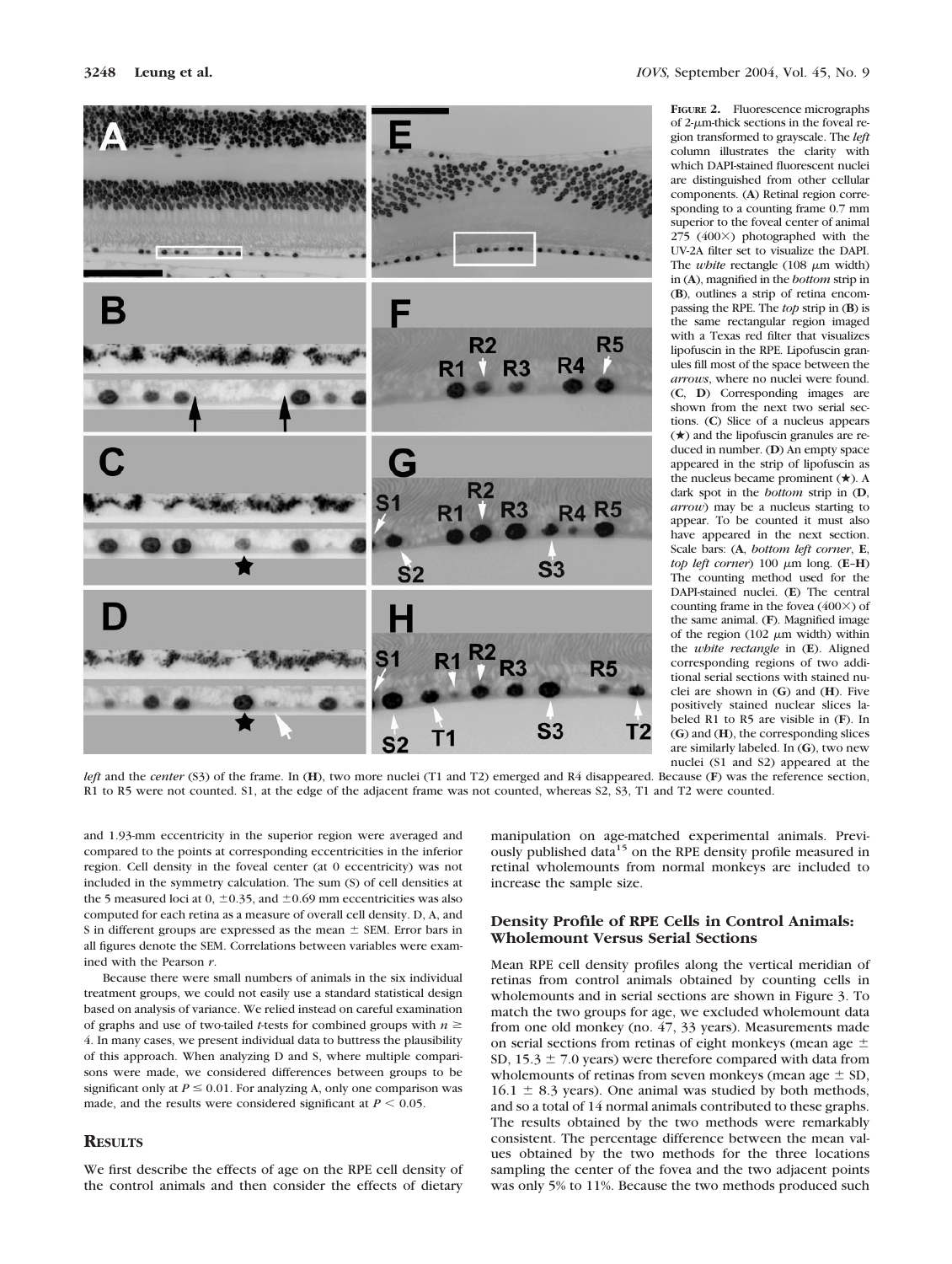**Figure 2.** Fluorescence micrographs of 2-μm-thick sections in the foveal region transformed to grayscale. The *left* column illustrates the clarity with which DAPI-stained fluorescent nuclei are distinguished from other cellular components. (**A**) Retinal region corresponding to a counting frame 0.7 mm superior to the foveal center of animal 275 (400×) photographed with the UV-2A filter set to visualize the DAPI. The *white* rectangle (108 μm width) in (**A**), magnified in the *bottom* strip in (**B**), outlines a strip of retina encompassing the RPE. The *top* strip in (**B**) is the same rectangular region imaged with a Texas red filter that visualizes lipofuscin in the RPE. Lipofuscin granules fill most of the space between the *arrows*, where no nuclei were found. (**C**, **D**) Corresponding images are shown from the next two serial sections. (**C**) Slice of a nucleus appears (★) and the lipofuscin granules are reduced in number. (**D**) An empty space appeared in the strip of lipofuscin as the nucleus became prominent (★). A dark spot in the *bottom* strip in (**D**, *arrow*) may be a nucleus starting to appear. To be counted it must also have appeared in the next section. Scale bars: (**A**, *bottom left corner*, **E**, *top left corner*) 100 μm long. (**E**–**H**) The counting method used for the DAPI-stained nuclei. (**E**) The central counting frame in the fovea (400×) of the same animal. (**F**). Magnified image of the region (102 μm width) within the *white rectangle* in (**E**). Aligned corresponding regions of two additional serial sections with stained nuclei are shown in (**G**) and (**H**). Five positively stained nuclear slices labeled R1 to R5 are visible in (**F**). In (**G**) and (**H**), the corresponding slices are similarly labeled. In (**G**), two new nuclei (S1 and S2) appeared at the *left* and the *center* (S3) of the frame. In (**H**), two more nuclei (T1 and T2) emerged and R4 disappeared. Because (**F**) was the reference section, R1 to R5 were not counted. S1, at the edge of the adjacent frame was not counted, whereas S2, S3, T1 and T2 were counted.

and 1.93-mm eccentricity in the superior region were averaged and compared to the points at corresponding eccentricities in the inferior region. Cell density in the foveal center (at 0 eccentricity) was not included in the symmetry calculation. The sum (S) of cell densities at the 5 measured loci at 0, ±0.35, and ±0.69 mm eccentricities was also computed for each retina as a measure of overall cell density. D, A, and S in different groups are expressed as the mean ± SEM. Error bars in all figures denote the SEM. Correlations between variables were examined with the Pearson *r*.

Because there were small numbers of animals in the six individual treatment groups, we could not easily use a standard statistical design based on analysis of variance. We relied instead on careful examination of graphs and use of two-tailed *t*-tests for combined groups with $n \geq 4$. In many cases, we present individual data to buttress the plausibility of this approach. When analyzing D and S, where multiple comparisons were made, we considered differences between groups to be significant only at $P \leq 0.01$. For analyzing A, only one comparison was made, and the results were considered significant at $P < 0.05$.

## Results

We first describe the effects of age on the RPE cell density of the control animals and then consider the effects of dietary manipulation on age-matched experimental animals. Previously published data[15] on the RPE density profile measured in retinal wholemounts from normal monkeys are included to increase the sample size.

### Density Profile of RPE Cells in Control Animals: Wholemount Versus Serial Sections

Mean RPE cell density profiles along the vertical meridian of retinas from control animals obtained by counting cells in wholemounts and in serial sections are shown in Figure 3. To match the two groups for age, we excluded wholemount data from one old monkey (no. 47, 33 years). Measurements made on serial sections from retinas of eight monkeys (mean age ± SD, 15.3 ± 7.0 years) were therefore compared with data from wholemounts of retinas from seven monkeys (mean age ± SD, 16.1 ± 8.3 years). One animal was studied by both methods, and so a total of 14 normal animals contributed to these graphs. The results obtained by the two methods were remarkably consistent. The percentage difference between the mean values obtained by the two methods for the three locations sampling the center of the fovea and the two adjacent points was only 5% to 11%. Because the two methods produced such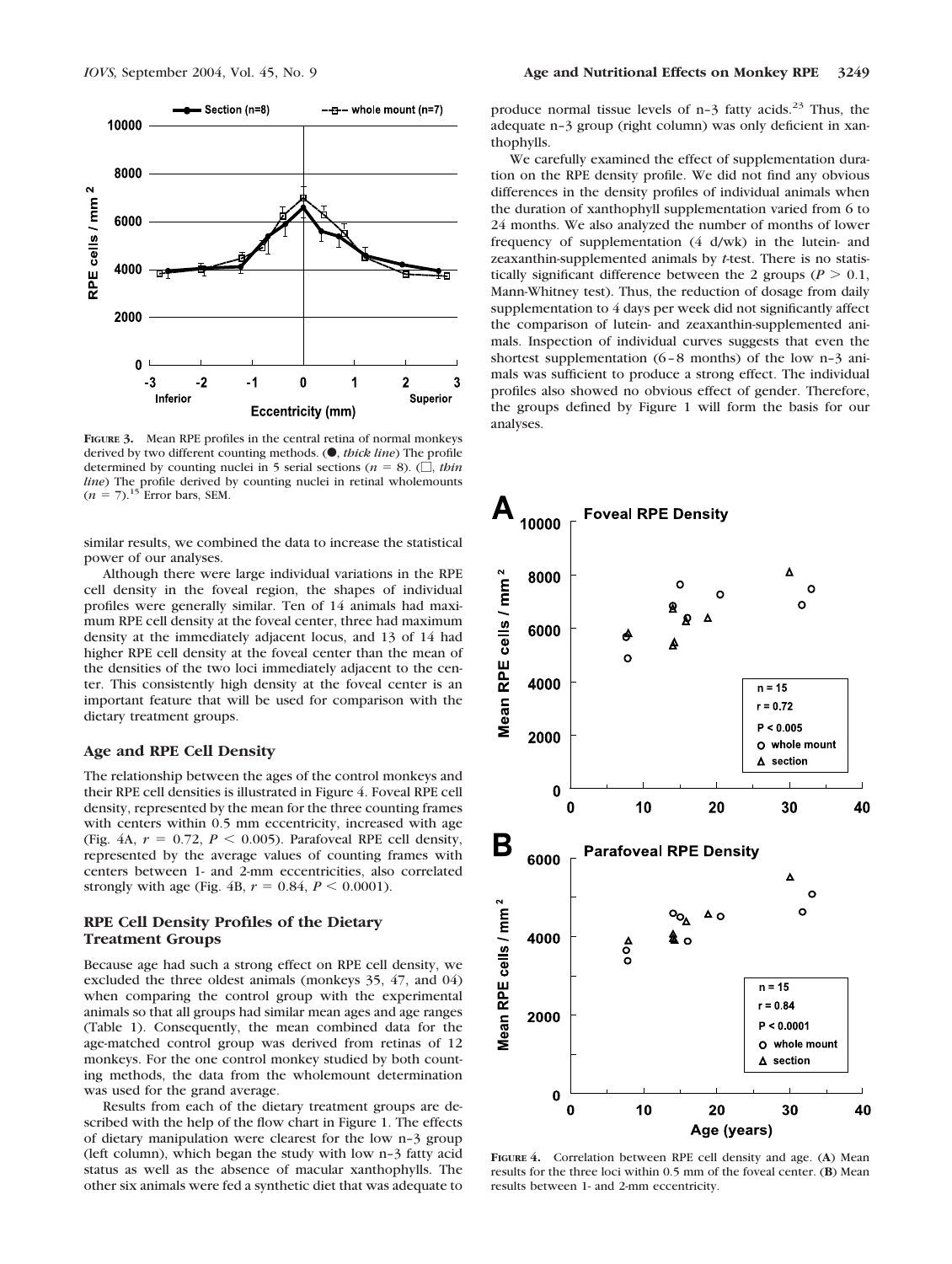FIGURE 3. Mean RPE profiles in the central retina of normal monkeys derived by two different counting methods. (●, *thick line*) The profile determined by counting nuclei in 5 serial sections ($n = 8$). (□, *thin line*) The profile derived by counting nuclei in retinal wholemounts ($n = 7$).[15] Error bars, SEM.

similar results, we combined the data to increase the statistical power of our analyses.

Although there were large individual variations in the RPE cell density in the foveal region, the shapes of individual profiles were generally similar. Ten of 14 animals had maximum RPE cell density at the foveal center, three had maximum density at the immediately adjacent locus, and 13 of 14 had higher RPE cell density at the foveal center than the mean of the densities of the two loci immediately adjacent to the center. This consistently high density at the foveal center is an important feature that will be used for comparison with the dietary treatment groups.

### Age and RPE Cell Density

The relationship between the ages of the control monkeys and their RPE cell densities is illustrated in Figure 4. Foveal RPE cell density, represented by the mean for the three counting frames with centers within 0.5 mm eccentricity, increased with age (Fig. 4A, $r = 0.72$, $P < 0.005$). Parafoveal RPE cell density, represented by the average values of counting frames with centers between 1- and 2-mm eccentricities, also correlated strongly with age (Fig. 4B, $r = 0.84$, $P < 0.0001$).

### RPE Cell Density Profiles of the Dietary Treatment Groups

Because age had such a strong effect on RPE cell density, we excluded the three oldest animals (monkeys 35, 47, and 04) when comparing the control group with the experimental animals so that all groups had similar mean ages and age ranges (Table 1). Consequently, the mean combined data for the age-matched control group was derived from retinas of 12 monkeys. For the one control monkey studied by both counting methods, the data from the wholemount determination was used for the grand average.

Results from each of the dietary treatment groups are described with the help of the flow chart in Figure 1. The effects of dietary manipulation were clearest for the low n–3 group (left column), which began the study with low n–3 fatty acid status as well as the absence of macular xanthophylls. The other six animals were fed a synthetic diet that was adequate to produce normal tissue levels of n–3 fatty acids.[23] Thus, the adequate n–3 group (right column) was only deficient in xanthophylls.

We carefully examined the effect of supplementation duration on the RPE density profile. We did not find any obvious differences in the density profiles of individual animals when the duration of xanthophyll supplementation varied from 6 to 24 months. We also analyzed the number of months of lower frequency of supplementation (4 d/wk) in the lutein- and zeaxanthin-supplemented animals by *t*-test. There is no statistically significant difference between the 2 groups ($P > 0.1$, Mann-Whitney test). Thus, the reduction of dosage from daily supplementation to 4 days per week did not significantly affect the comparison of lutein- and zeaxanthin-supplemented animals. Inspection of individual curves suggests that even the shortest supplementation (6–8 months) of the low n–3 animals was sufficient to produce a strong effect. The individual profiles also showed no obvious effect of gender. Therefore, the groups defined by Figure 1 will form the basis for our analyses.

FIGURE 4. Correlation between RPE cell density and age. (**A**) Mean results for the three loci within 0.5 mm of the foveal center. (**B**) Mean results between 1- and 2-mm eccentricity.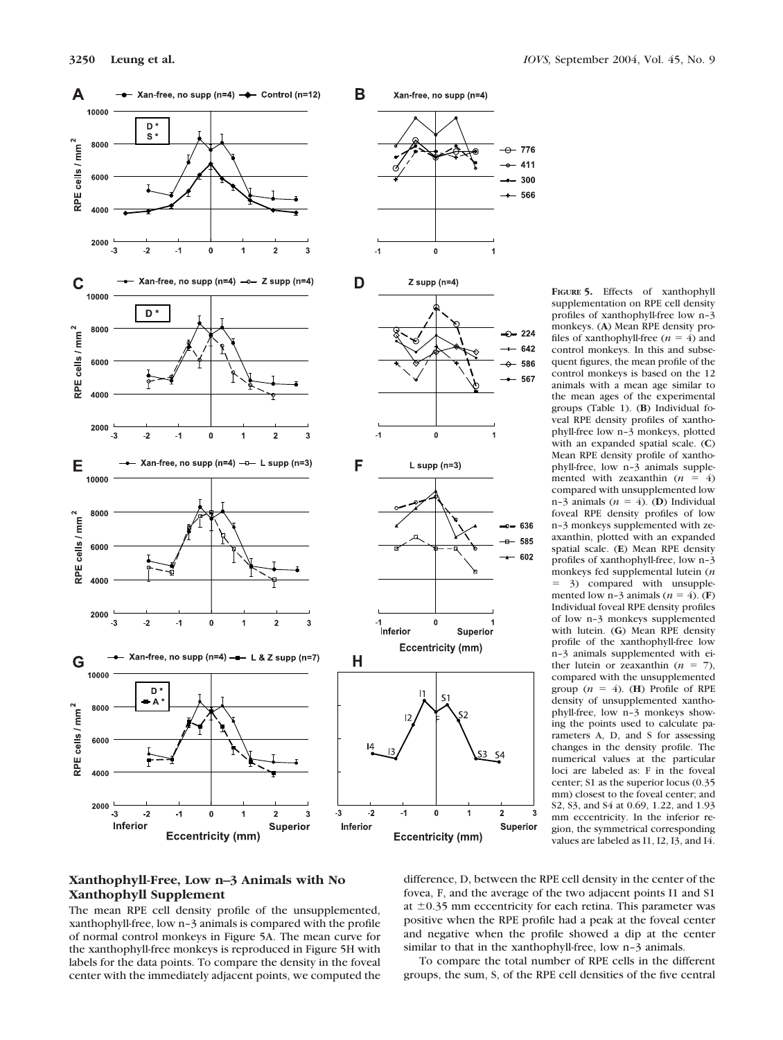**Figure 5.** Effects of xanthophyll supplementation on RPE cell density profiles of xanthophyll-free low n–3 monkeys. (**A**) Mean RPE density profiles of xanthophyll-free ($n = 4$) and control monkeys. In this and subsequent figures, the mean profile of the control monkeys is based on the 12 animals with a mean age similar to the mean ages of the experimental groups (Table 1). (**B**) Individual foveal RPE density profiles of xanthophyll-free low n–3 monkeys, plotted with an expanded spatial scale. (**C**) Mean RPE density profile of xanthophyll-free, low n–3 animals supplemented with zeaxanthin ($n = 4$) compared with unsupplemented low n–3 animals ($n = 4$). (**D**) Individual foveal RPE density profiles of low n–3 monkeys supplemented with zeaxanthin, plotted with an expanded spatial scale. (**E**) Mean RPE density profiles of xanthophyll-free, low n–3 monkeys fed supplemental lutein ($n = 3$) compared with unsupplemented low n–3 animals ($n = 4$). (**F**) Individual foveal RPE density profiles of low n–3 monkeys supplemented with lutein. (**G**) Mean RPE density profile of the xanthophyll-free low n–3 animals supplemented with either lutein or zeaxanthin ($n = 7$), compared with the unsupplemented group ($n = 4$). (**H**) Profile of RPE density of unsupplemented xanthophyll-free, low n–3 monkeys showing the points used to calculate parameters A, D, and S for assessing changes in the density profile. The numerical values at the particular loci are labeled as: F in the foveal center; S1 as the superior locus (0.35 mm) closest to the foveal center; and S2, S3, and S4 at 0.69, 1.22, and 1.93 mm eccentricity. In the inferior region, the symmetrical corresponding values are labeled as I1, I2, I3, and I4.

### Xanthophyll-Free, Low n–3 Animals with No Xanthophyll Supplement

The mean RPE cell density profile of the unsupplemented, xanthophyll-free, low n–3 animals is compared with the profile of normal control monkeys in Figure 5A. The mean curve for the xanthophyll-free monkeys is reproduced in Figure 5H with labels for the data points. To compare the density in the foveal center with the immediately adjacent points, we computed the difference, D, between the RPE cell density in the center of the fovea, F, and the average of the two adjacent points I1 and S1 at ±0.35 mm eccentricity for each retina. This parameter was positive when the RPE profile had a peak at the foveal center and negative when the profile showed a dip at the center similar to that in the xanthophyll-free, low n–3 animals.

To compare the total number of RPE cells in the different groups, the sum, S, of the RPE cell densities of the five central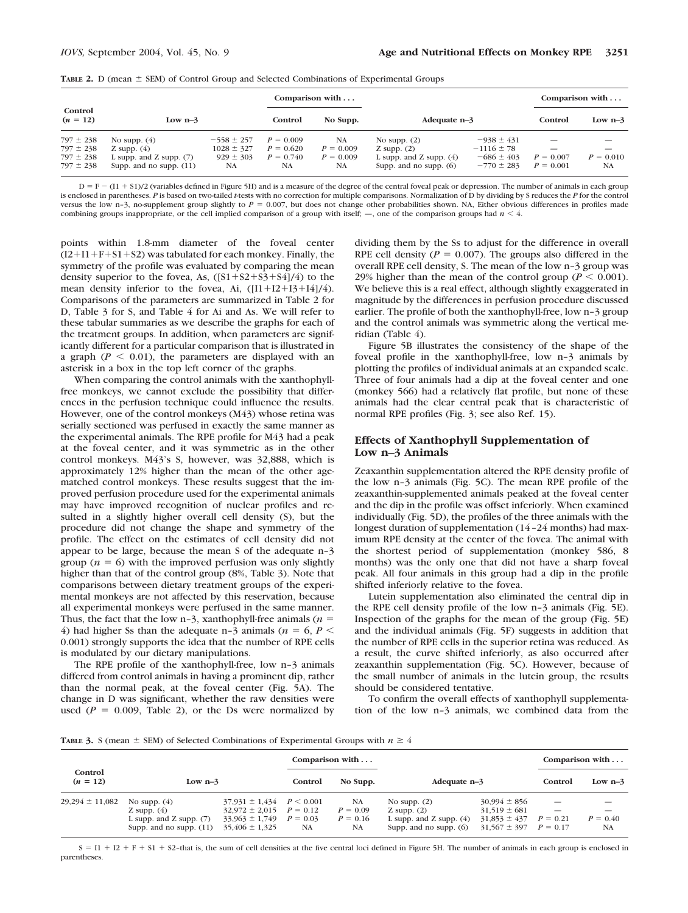**TABLE 2.** D (mean ± SEM) of Control Group and Selected Combinations of Experimental Groups

| Control ($n$ = 12) | Low n–3 | | Comparison with ... | | Adequate n–3 | | Comparison with ... | |
|---|---|---|---|---|---|---|---|---|
| | | | Control | No Supp. | | | Control | Low n–3 |
| 797 ± 238 | No supp. (4) | −558 ± 257 | $P$ = 0.009 | NA | No supp. (2) | −938 ± 431 | — | — |
| 797 ± 238 | Z supp. (4) | 1028 ± 327 | $P$ = 0.620 | $P$ = 0.009 | Z supp. (2) | −1116 ± 78 | — | — |
| 797 ± 238 | L supp. and Z supp. (7) | 929 ± 303 | $P$ = 0.740 | $P$ = 0.009 | L supp. and Z supp. (4) | −686 ± 403 | $P$ = 0.007 | $P$ = 0.010 |
| 797 ± 238 | Supp. and no supp. (11) | NA | NA | NA | Supp. and no supp. (6) | −770 ± 283 | $P$ = 0.001 | NA |

D = F − (I1 + S1)/2 (variables defined in Figure 5H) and is a measure of the degree of the central foveal peak or depression. The number of animals in each group is enclosed in parentheses. $P$ is based on two-tailed $t$-tests with no correction for multiple comparisons. Normalization of D by dividing by S reduces the $P$ for the control versus the low n–3, no-supplement group slightly to $P$ = 0.007, but does not change other probabilities shown. NA, Either obvious differences in profiles made combining groups inappropriate, or the cell implied comparison of a group with itself; —, one of the comparison groups had $n < 4$.

points within 1.8-mm diameter of the foveal center (I2+I1+F+S1+S2) was tabulated for each monkey. Finally, the symmetry of the profile was evaluated by comparing the mean density superior to the fovea, As, ([S1+S2+S3+S4]/4) to the mean density inferior to the fovea, Ai, ([I1+I2+I3+I4]/4). Comparisons of the parameters are summarized in Table 2 for D, Table 3 for S, and Table 4 for Ai and As. We will refer to these tabular summaries as we describe the graphs for each of the treatment groups. In addition, when parameters are significantly different for a particular comparison that is illustrated in a graph ($P < 0.01$), the parameters are displayed with an asterisk in a box in the top left corner of the graphs.

When comparing the control animals with the xanthophyll-free monkeys, we cannot exclude the possibility that differences in the perfusion technique could influence the results. However, one of the control monkeys (M43) whose retina was serially sectioned was perfused in exactly the same manner as the experimental animals. The RPE profile for M43 had a peak at the foveal center, and it was symmetric as in the other control monkeys. M43's S, however, was 32,888, which is approximately 12% higher than the mean of the other age-matched control monkeys. These results suggest that the improved perfusion procedure used for the experimental animals may have improved recognition of nuclear profiles and resulted in a slightly higher overall cell density (S), but the procedure did not change the shape and symmetry of the profile. The effect on the estimates of cell density did not appear to be large, because the mean S of the adequate n–3 group ($n$ = 6) with the improved perfusion was only slightly higher than that of the control group (8%, Table 3). Note that comparisons between dietary treatment groups of the experimental monkeys are not affected by this reservation, because all experimental monkeys were perfused in the same manner. Thus, the fact that the low n–3, xanthophyll-free animals ($n$ = 4) had higher Ss than the adequate n–3 animals ($n$ = 6, $P <$ 0.001) strongly supports the idea that the number of RPE cells is modulated by our dietary manipulations.

The RPE profile of the xanthophyll-free, low n–3 animals differed from control animals in having a prominent dip, rather than the normal peak, at the foveal center (Fig. 5A). The change in D was significant, whether the raw densities were used ($P$ = 0.009, Table 2), or the Ds were normalized by dividing them by the Ss to adjust for the difference in overall RPE cell density ($P$ = 0.007). The groups also differed in the overall RPE cell density, S. The mean of the low n–3 group was 29% higher than the mean of the control group ($P < 0.001$). We believe this is a real effect, although slightly exaggerated in magnitude by the differences in perfusion procedure discussed earlier. The profile of both the xanthophyll-free, low n–3 group and the control animals was symmetric along the vertical meridian (Table 4).

Figure 5B illustrates the consistency of the shape of the foveal profile in the xanthophyll-free, low n–3 animals by plotting the profiles of individual animals at an expanded scale. Three of four animals had a dip at the foveal center and one (monkey 566) had a relatively flat profile, but none of these animals had the clear central peak that is characteristic of normal RPE profiles (Fig. 3; see also Ref. 15).

## Effects of Xanthophyll Supplementation of Low n–3 Animals

Zeaxanthin supplementation altered the RPE density profile of the low n–3 animals (Fig. 5C). The mean RPE profile of the zeaxanthin-supplemented animals peaked at the foveal center and the dip in the profile was offset inferiorly. When examined individually (Fig. 5D), the profiles of the three animals with the longest duration of supplementation (14–24 months) had maximum RPE density at the center of the fovea. The animal with the shortest period of supplementation (monkey 586, 8 months) was the only one that did not have a sharp foveal peak. All four animals in this group had a dip in the profile shifted inferiorly relative to the fovea.

Lutein supplementation also eliminated the central dip in the RPE cell density profile of the low n–3 animals (Fig. 5E). Inspection of the graphs for the mean of the group (Fig. 5E) and the individual animals (Fig. 5F) suggests in addition that the number of RPE cells in the superior retina was reduced. As a result, the curve shifted inferiorly, as also occurred after zeaxanthin supplementation (Fig. 5C). However, because of the small number of animals in the lutein group, the results should be considered tentative.

To confirm the overall effects of xanthophyll supplementation of the low n–3 animals, we combined data from the

**TABLE 3.** S (mean ± SEM) of Selected Combinations of Experimental Groups with $n \geq 4$

| Control ($n$ = 12) | Low n–3 | | Comparison with ... | | Adequate n–3 | | Comparison with ... | |
|---|---|---|---|---|---|---|---|---|
| | | | Control | No Supp. | | | Control | Low n–3 |
| 29,294 ± 11,082 | No supp. (4) | 37,931 ± 1,434 | $P < 0.001$ | NA | No supp. (2) | 30,994 ± 856 | — | — |
| | Z supp. (4) | 32,972 ± 2,015 | $P$ = 0.12 | $P$ = 0.09 | Z supp. (2) | 31,519 ± 681 | — | — |
| | L supp. and Z supp. (7) | 33,963 ± 1,749 | $P$ = 0.03 | $P$ = 0.16 | L supp. and Z supp. (4) | 31,853 ± 437 | $P$ = 0.21 | $P$ = 0.40 |
| | Supp. and no supp. (11) | 35,406 ± 1,325 | NA | NA | Supp. and no supp. (6) | 31,567 ± 397 | $P$ = 0.17 | NA |

S = I1 + I2 + F + S1 + S2–that is, the sum of cell densities at the five central loci defined in Figure 5H. The number of animals in each group is enclosed in parentheses.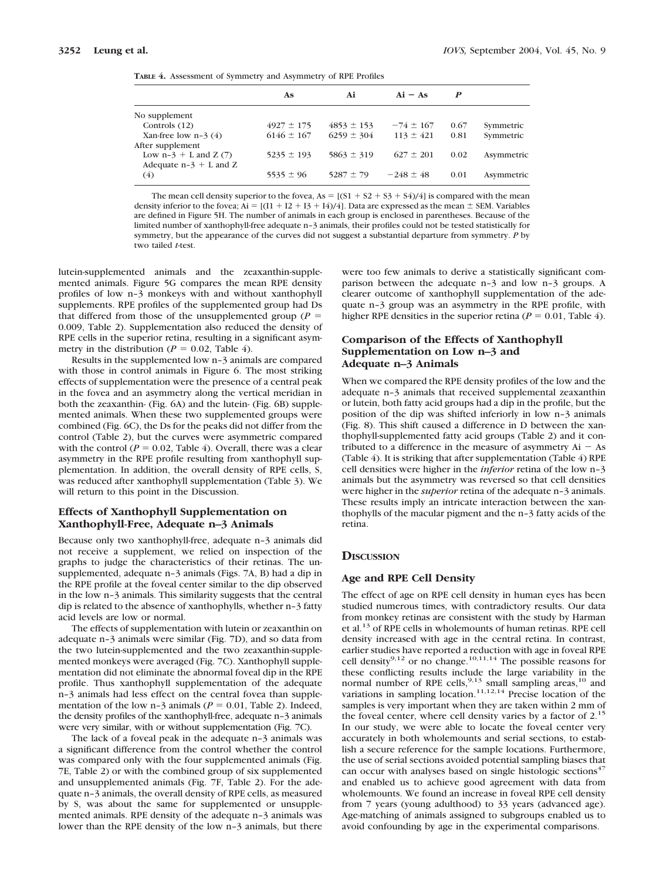**TABLE 4.** Assessment of Symmetry and Asymmetry of RPE Profiles

| | As | Ai | Ai − As | *P* | |
|---|---|---|---|---|---|
| No supplement | | | | | |
| Controls (12) | 4927 ± 175 | 4853 ± 153 | −74 ± 167 | 0.67 | Symmetric |
| Xan-free low n–3 (4) | 6146 ± 167 | 6259 ± 304 | 113 ± 421 | 0.81 | Symmetric |
| After supplement | | | | | |
| Low n–3 + L and Z (7) | 5235 ± 193 | 5863 ± 319 | 627 ± 201 | 0.02 | Asymmetric |
| Adequate n–3 + L and Z (4) | 5535 ± 96 | 5287 ± 79 | −248 ± 48 | 0.01 | Asymmetric |

The mean cell density superior to the fovea, As = [(S1 + S2 + S3 + S4)/4] is compared with the mean density inferior to the fovea; Ai = [(I1 + I2 + I3 + I4)/4]. Data are expressed as the mean ± SEM. Variables are defined in Figure 5H. The number of animals in each group is enclosed in parentheses. Because of the limited number of xanthophyll-free adequate n–3 animals, their profiles could not be tested statistically for symmetry, but the appearance of the curves did not suggest a substantial departure from symmetry. *P* by two tailed *t*-test.

lutein-supplemented animals and the zeaxanthin-supplemented animals. Figure 5G compares the mean RPE density profiles of low n–3 monkeys with and without xanthophyll supplements. RPE profiles of the supplemented group had Ds that differed from those of the unsupplemented group ($P = 0.009$, Table 2). Supplementation also reduced the density of RPE cells in the superior retina, resulting in a significant asymmetry in the distribution ($P = 0.02$, Table 4).

Results in the supplemented low n–3 animals are compared with those in control animals in Figure 6. The most striking effects of supplementation were the presence of a central peak in the fovea and an asymmetry along the vertical meridian in both the zeaxanthin- (Fig. 6A) and the lutein- (Fig. 6B) supplemented animals. When these two supplemented groups were combined (Fig. 6C), the Ds for the peaks did not differ from the control (Table 2), but the curves were asymmetric compared with the control ($P = 0.02$, Table 4). Overall, there was a clear asymmetry in the RPE profile resulting from xanthophyll supplementation. In addition, the overall density of RPE cells, S, was reduced after xanthophyll supplementation (Table 3). We will return to this point in the Discussion.

### Effects of Xanthophyll Supplementation on Xanthophyll-Free, Adequate n–3 Animals

Because only two xanthophyll-free, adequate n–3 animals did not receive a supplement, we relied on inspection of the graphs to judge the characteristics of their retinas. The unsupplemented, adequate n–3 animals (Figs. 7A, B) had a dip in the RPE profile at the foveal center similar to the dip observed in the low n–3 animals. This similarity suggests that the central dip is related to the absence of xanthophylls, whether n–3 fatty acid levels are low or normal.

The effects of supplementation with lutein or zeaxanthin on adequate n–3 animals were similar (Fig. 7D), and so data from the two lutein-supplemented and the two zeaxanthin-supplemented monkeys were averaged (Fig. 7C). Xanthophyll supplementation did not eliminate the abnormal foveal dip in the RPE profile. Thus xanthophyll supplementation of the adequate n–3 animals had less effect on the central fovea than supplementation of the low n–3 animals ($P = 0.01$, Table 2). Indeed, the density profiles of the xanthophyll-free, adequate n–3 animals were very similar, with or without supplementation (Fig. 7C).

The lack of a foveal peak in the adequate n–3 animals was a significant difference from the control whether the control was compared only with the four supplemented animals (Fig. 7E, Table 2) or with the combined group of six supplemented and unsupplemented animals (Fig. 7F, Table 2). For the adequate n–3 animals, the overall density of RPE cells, as measured by S, was about the same for supplemented or unsupplemented animals. RPE density of the adequate n–3 animals was lower than the RPE density of the low n–3 animals, but there were too few animals to derive a statistically significant comparison between the adequate n–3 and low n–3 groups. A clearer outcome of xanthophyll supplementation of the adequate n–3 group was an asymmetry in the RPE profile, with higher RPE densities in the superior retina ($P = 0.01$, Table 4).

### Comparison of the Effects of Xanthophyll Supplementation on Low n–3 and Adequate n–3 Animals

When we compared the RPE density profiles of the low and the adequate n–3 animals that received supplemental zeaxanthin or lutein, both fatty acid groups had a dip in the profile, but the position of the dip was shifted inferiorly in low n–3 animals (Fig. 8). This shift caused a difference in D between the xanthophyll-supplemented fatty acid groups (Table 2) and it contributed to a difference in the measure of asymmetry Ai − As (Table 4). It is striking that after supplementation (Table 4) RPE cell densities were higher in the *inferior* retina of the low n–3 animals but the asymmetry was reversed so that cell densities were higher in the *superior* retina of the adequate n–3 animals. These results imply an intricate interaction between the xanthophylls of the macular pigment and the n–3 fatty acids of the retina.

## DISCUSSION

### Age and RPE Cell Density

The effect of age on RPE cell density in human eyes has been studied numerous times, with contradictory results. Our data from monkey retinas are consistent with the study by Harman et al.[13] of RPE cells in wholemounts of human retinas. RPE cell density increased with age in the central retina. In contrast, earlier studies have reported a reduction with age in foveal RPE cell density[9,12] or no change.[10,11,14] The possible reasons for these conflicting results include the large variability in the normal number of RPE cells,[9,13] small sampling areas,[10] and variations in sampling location.[11,12,14] Precise location of the samples is very important when they are taken within 2 mm of the foveal center, where cell density varies by a factor of 2.[15] In our study, we were able to locate the foveal center very accurately in both wholemounts and serial sections, to establish a secure reference for the sample locations. Furthermore, the use of serial sections avoided potential sampling biases that can occur with analyses based on single histologic sections[47] and enabled us to achieve good agreement with data from wholemounts. We found an increase in foveal RPE cell density from 7 years (young adulthood) to 33 years (advanced age). Age-matching of animals assigned to subgroups enabled us to avoid confounding by age in the experimental comparisons.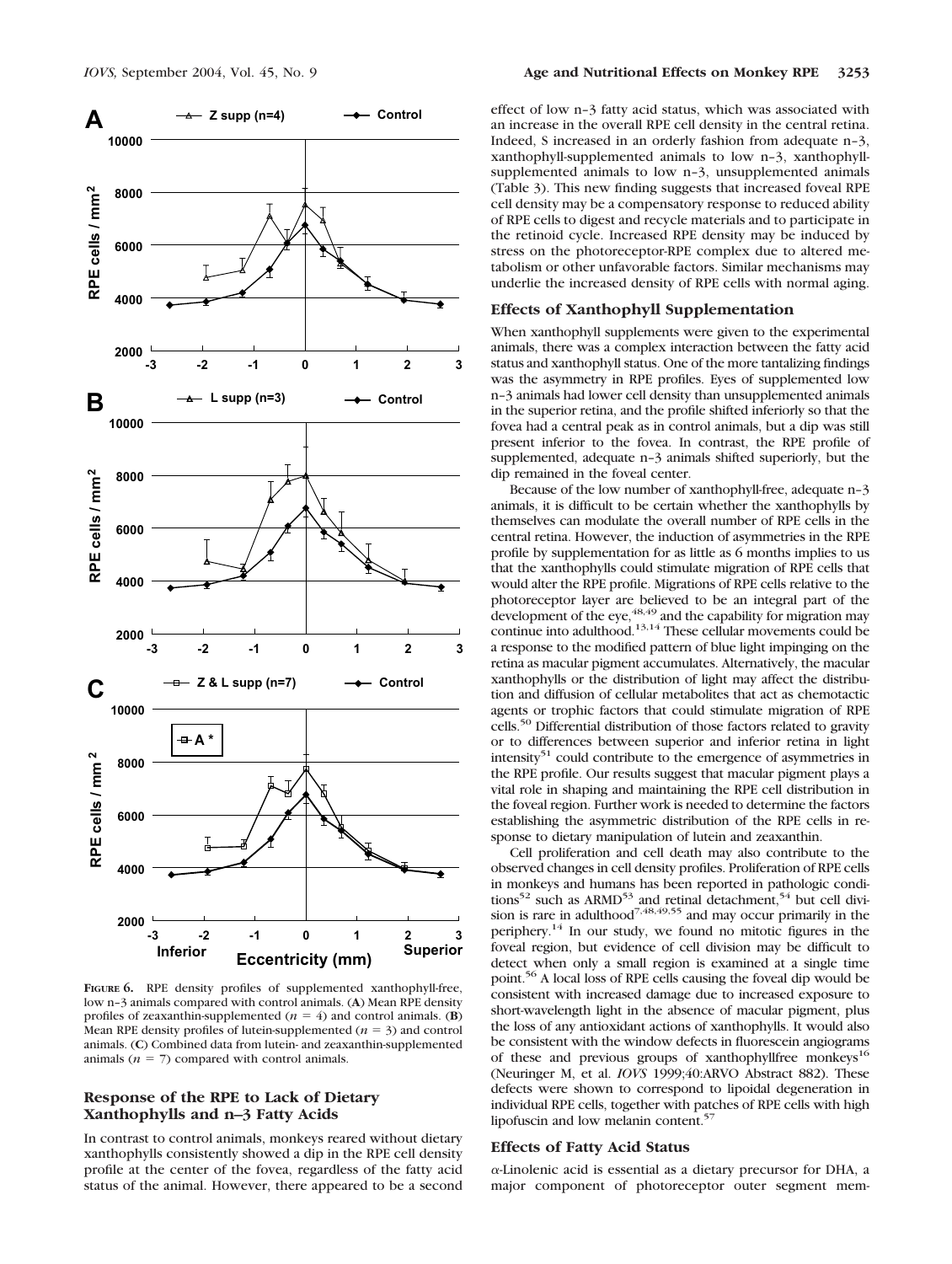**Figure 6.** RPE density profiles of supplemented xanthophyll-free, low n–3 animals compared with control animals. (**A**) Mean RPE density profiles of zeaxanthin-supplemented ($n = 4$) and control animals. (**B**) Mean RPE density profiles of lutein-supplemented ($n = 3$) and control animals. (**C**) Combined data from lutein- and zeaxanthin-supplemented animals ($n = 7$) compared with control animals.

### Response of the RPE to Lack of Dietary Xanthophylls and n–3 Fatty Acids

In contrast to control animals, monkeys reared without dietary xanthophylls consistently showed a dip in the RPE cell density profile at the center of the fovea, regardless of the fatty acid status of the animal. However, there appeared to be a second effect of low n–3 fatty acid status, which was associated with an increase in the overall RPE cell density in the central retina. Indeed, S increased in an orderly fashion from adequate n–3, xanthophyll-supplemented animals to low n–3, xanthophyll-supplemented animals to low n–3, unsupplemented animals (Table 3). This new finding suggests that increased foveal RPE cell density may be a compensatory response to reduced ability of RPE cells to digest and recycle materials and to participate in the retinoid cycle. Increased RPE density may be induced by stress on the photoreceptor-RPE complex due to altered metabolism or other unfavorable factors. Similar mechanisms may underlie the increased density of RPE cells with normal aging.

### Effects of Xanthophyll Supplementation

When xanthophyll supplements were given to the experimental animals, there was a complex interaction between the fatty acid status and xanthophyll status. One of the more tantalizing findings was the asymmetry in RPE profiles. Eyes of supplemented low n–3 animals had lower cell density than unsupplemented animals in the superior retina, and the profile shifted inferiorly so that the fovea had a central peak as in control animals, but a dip was still present inferior to the fovea. In contrast, the RPE profile of supplemented, adequate n–3 animals shifted superiorly, but the dip remained in the foveal center.

Because of the low number of xanthophyll-free, adequate n–3 animals, it is difficult to be certain whether the xanthophylls by themselves can modulate the overall number of RPE cells in the central retina. However, the induction of asymmetries in the RPE profile by supplementation for as little as 6 months implies to us that the xanthophylls could stimulate migration of RPE cells that would alter the RPE profile. Migrations of RPE cells relative to the photoreceptor layer are believed to be an integral part of the development of the eye,[48,49] and the capability for migration may continue into adulthood.[13,14] These cellular movements could be a response to the modified pattern of blue light impinging on the retina as macular pigment accumulates. Alternatively, the macular xanthophylls or the distribution of light may affect the distribution and diffusion of cellular metabolites that act as chemotactic agents or trophic factors that could stimulate migration of RPE cells.[50] Differential distribution of those factors related to gravity or to differences between superior and inferior retina in light intensity[51] could contribute to the emergence of asymmetries in the RPE profile. Our results suggest that macular pigment plays a vital role in shaping and maintaining the RPE cell distribution in the foveal region. Further work is needed to determine the factors establishing the asymmetric distribution of the RPE cells in response to dietary manipulation of lutein and zeaxanthin.

Cell proliferation and cell death may also contribute to the observed changes in cell density profiles. Proliferation of RPE cells in monkeys and humans has been reported in pathologic conditions[52] such as ARMD[53] and retinal detachment,[54] but cell division is rare in adulthood[7,48,49,55] and may occur primarily in the periphery.[14] In our study, we found no mitotic figures in the foveal region, but evidence of cell division may be difficult to detect when only a small region is examined at a single time point.[56] A local loss of RPE cells causing the foveal dip would be consistent with increased damage due to increased exposure to short-wavelength light in the absence of macular pigment, plus the loss of any antioxidant actions of xanthophylls. It would also be consistent with the window defects in fluorescein angiograms of these and previous groups of xanthophyllfree monkeys[16] (Neuringer M, et al. *IOVS* 1999;40:ARVO Abstract 882). These defects were shown to correspond to lipoidal degeneration in individual RPE cells, together with patches of RPE cells with high lipofuscin and low melanin content.[57]

### Effects of Fatty Acid Status

α-Linolenic acid is essential as a dietary precursor for DHA, a major component of photoreceptor outer segment mem-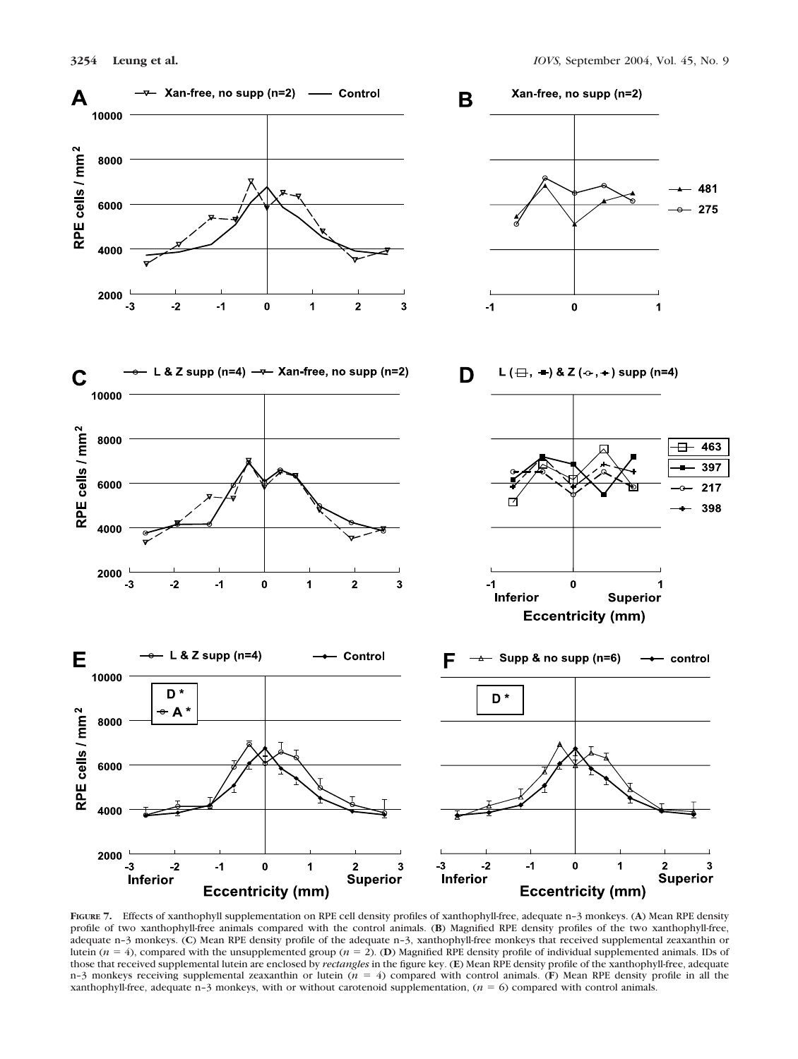**FIGURE 7.** Effects of xanthophyll supplementation on RPE cell density profiles of xanthophyll-free, adequate n–3 monkeys. (**A**) Mean RPE density profile of two xanthophyll-free animals compared with the control animals. (**B**) Magnified RPE density profiles of the two xanthophyll-free, adequate n–3 monkeys. (**C**) Mean RPE density profile of the adequate n–3, xanthophyll-free monkeys that received supplemental zeaxanthin or lutein ($n = 4$), compared with the unsupplemented group ($n = 2$). (**D**) Magnified RPE density profile of individual supplemented animals. IDs of those that received supplemental lutein are enclosed by *rectangles* in the figure key. (**E**) Mean RPE density profile of the xanthophyll-free, adequate n–3 monkeys receiving supplemental zeaxanthin or lutein ($n = 4$) compared with control animals. (**F**) Mean RPE density profile in all the xanthophyll-free, adequate n–3 monkeys, with or without carotenoid supplementation, ($n = 6$) compared with control animals.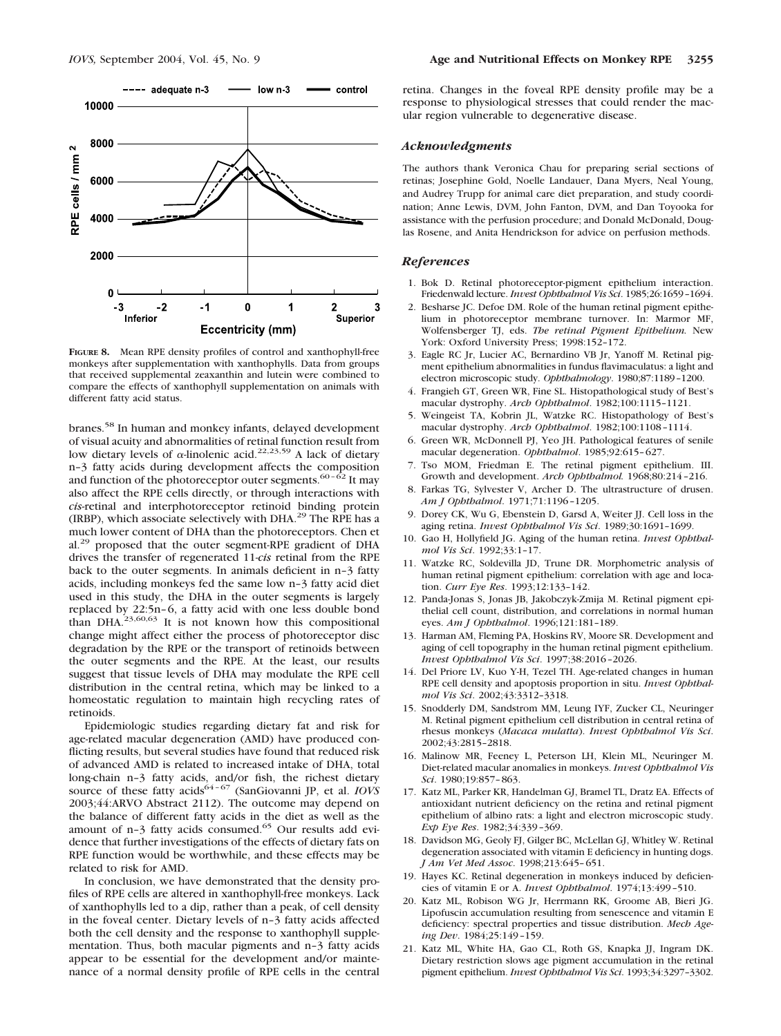**FIGURE 8.** Mean RPE density profiles of control and xanthophyll-free monkeys after supplementation with xanthophylls. Data from groups that received supplemental zeaxanthin and lutein were combined to compare the effects of xanthophyll supplementation on animals with different fatty acid status.

branes.[58] In human and monkey infants, delayed development of visual acuity and abnormalities of retinal function result from low dietary levels of α-linolenic acid.[22,23,59] A lack of dietary n–3 fatty acids during development affects the composition and function of the photoreceptor outer segments.[60–62] It may also affect the RPE cells directly, or through interactions with *cis*-retinal and interphotoreceptor retinoid binding protein (IRBP), which associate selectively with DHA.[29] The RPE has a much lower content of DHA than the photoreceptors. Chen et al.[29] proposed that the outer segment-RPE gradient of DHA drives the transfer of regenerated 11-*cis* retinal from the RPE back to the outer segments. In animals deficient in n–3 fatty acids, including monkeys fed the same low n–3 fatty acid diet used in this study, the DHA in the outer segments is largely replaced by 22:5n–6, a fatty acid with one less double bond than DHA.[23,60,63] It is not known how this compositional change might affect either the process of photoreceptor disc degradation by the RPE or the transport of retinoids between the outer segments and the RPE. At the least, our results suggest that tissue levels of DHA may modulate the RPE cell distribution in the central retina, which may be linked to a homeostatic regulation to maintain high recycling rates of retinoids.

Epidemiologic studies regarding dietary fat and risk for age-related macular degeneration (AMD) have produced conflicting results, but several studies have found that reduced risk of advanced AMD is related to increased intake of DHA, total long-chain n–3 fatty acids, and/or fish, the richest dietary source of these fatty acids[64–67] (SanGiovanni JP, et al. *IOVS* 2003;44:ARVO Abstract 2112). The outcome may depend on the balance of different fatty acids in the diet as well as the amount of n–3 fatty acids consumed.[65] Our results add evidence that further investigations of the effects of dietary fats on RPE function would be worthwhile, and these effects may be related to risk for AMD.

In conclusion, we have demonstrated that the density profiles of RPE cells are altered in xanthophyll-free monkeys. Lack of xanthophylls led to a dip, rather than a peak, of cell density in the foveal center. Dietary levels of n–3 fatty acids affected both the cell density and the response to xanthophyll supplementation. Thus, both macular pigments and n–3 fatty acids appear to be essential for the development and/or maintenance of a normal density profile of RPE cells in the central retina. Changes in the foveal RPE density profile may be a response to physiological stresses that could render the macular region vulnerable to degenerative disease.

## *Acknowledgments*

The authors thank Veronica Chau for preparing serial sections of retinas; Josephine Gold, Noelle Landauer, Dana Myers, Neal Young, and Audrey Trupp for animal care diet preparation, and study coordination; Anne Lewis, DVM, John Fanton, DVM, and Dan Toyooka for assistance with the perfusion procedure; and Donald McDonald, Douglas Rosene, and Anita Hendrickson for advice on perfusion methods.

## *References*

1. Bok D. Retinal photoreceptor-pigment epithelium interaction. Friedenwald lecture. *Invest Ophthalmol Vis Sci*. 1985;26:1659–1694.
2. Besharse JC. Defoe DM. Role of the human retinal pigment epithelium in photoreceptor membrane turnover. In: Marmor MF, Wolfensberger TJ, eds. *The retinal Pigment Epithelium.* New York: Oxford University Press; 1998:152–172.
3. Eagle RC Jr, Lucier AC, Bernardino VB Jr, Yanoff M. Retinal pigment epithelium abnormalities in fundus flavimaculatus: a light and electron microscopic study. *Ophthalmology*. 1980;87:1189–1200.
4. Frangieh GT, Green WR, Fine SL. Histopathological study of Best's macular dystrophy. *Arch Ophthalmol*. 1982;100:1115–1121.
5. Weingeist TA, Kobrin JL, Watzke RC. Histopathology of Best's macular dystrophy. *Arch Ophthalmol*. 1982;100:1108–1114.
6. Green WR, McDonnell PJ, Yeo JH. Pathological features of senile macular degeneration. *Ophthalmol*. 1985;92:615–627.
7. Tso MOM, Friedman E. The retinal pigment epithelium. III. Growth and development. *Arch Ophthalmol.* 1968;80:214–216.
8. Farkas TG, Sylvester V, Archer D. The ultrastructure of drusen. *Am J Ophthalmol*. 1971;71:1196–1205.
9. Dorey CK, Wu G, Ebenstein D, Garsd A, Weiter JJ. Cell loss in the aging retina. *Invest Ophthalmol Vis Sci*. 1989;30:1691–1699.
10. Gao H, Hollyfield JG. Aging of the human retina. *Invest Ophthalmol Vis Sci*. 1992;33:1–17.
11. Watzke RC, Soldevilla JD, Trune DR. Morphometric analysis of human retinal pigment epithelium: correlation with age and location. *Curr Eye Res*. 1993;12:133–142.
12. Panda-Jonas S, Jonas JB, Jakobczyk-Zmija M. Retinal pigment epithelial cell count, distribution, and correlations in normal human eyes. *Am J Ophthalmol*. 1996;121:181–189.
13. Harman AM, Fleming PA, Hoskins RV, Moore SR. Development and aging of cell topography in the human retinal pigment epithelium. *Invest Ophthalmol Vis Sci*. 1997;38:2016–2026.
14. Del Priore LV, Kuo Y-H, Tezel TH. Age-related changes in human RPE cell density and apoptosis proportion in situ. *Invest Ophthalmol Vis Sci*. 2002;43:3312–3318.
15. Snodderly DM, Sandstrom MM, Leung IYF, Zucker CL, Neuringer M. Retinal pigment epithelium cell distribution in central retina of rhesus monkeys (*Macaca mulatta*). *Invest Ophthalmol Vis Sci*. 2002;43:2815–2818.
16. Malinow MR, Feeney L, Peterson LH, Klein ML, Neuringer M. Diet-related macular anomalies in monkeys. *Invest Ophthalmol Vis Sci*. 1980;19:857–863.
17. Katz ML, Parker KR, Handelman GJ, Bramel TL, Dratz EA. Effects of antioxidant nutrient deficiency on the retina and retinal pigment epithelium of albino rats: a light and electron microscopic study. *Exp Eye Res*. 1982;34:339–369.
18. Davidson MG, Geoly FJ, Gilger BC, McLellan GJ, Whitley W. Retinal degeneration associated with vitamin E deficiency in hunting dogs. *J Am Vet Med Assoc*. 1998;213:645–651.
19. Hayes KC. Retinal degeneration in monkeys induced by deficiencies of vitamin E or A. *Invest Ophthalmol*. 1974;13:499–510.
20. Katz ML, Robison WG Jr, Herrmann RK, Groome AB, Bieri JG. Lipofuscin accumulation resulting from senescence and vitamin E deficiency: spectral properties and tissue distribution. *Mech Ageing Dev*. 1984;25:149–159.
21. Katz ML, White HA, Gao CL, Roth GS, Knapka JJ, Ingram DK. Dietary restriction slows age pigment accumulation in the retinal pigment epithelium. *Invest Ophthalmol Vis Sci*. 1993;34:3297–3302.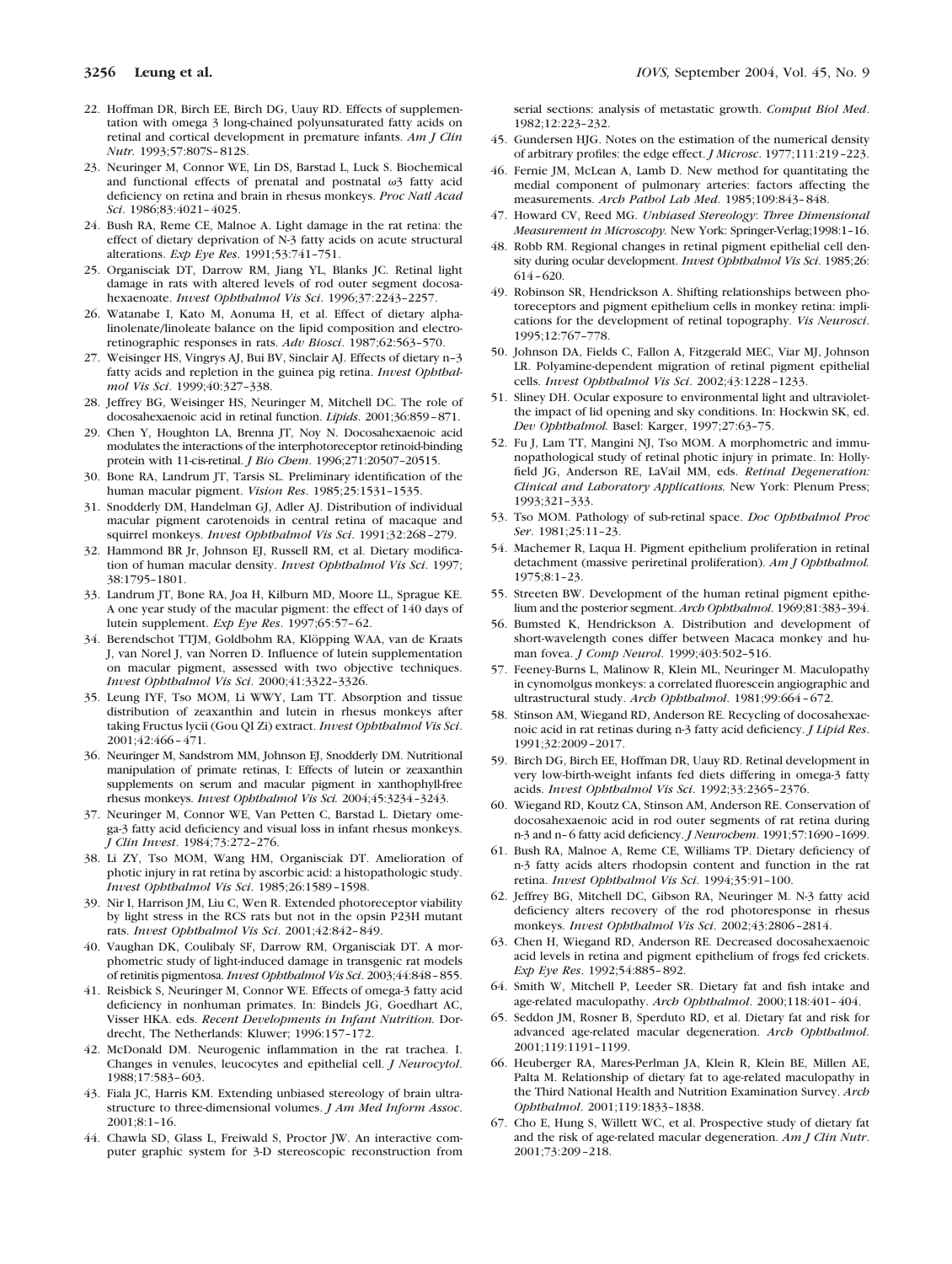22. Hoffman DR, Birch EE, Birch DG, Uauy RD. Effects of supplementation with omega 3 long-chained polyunsaturated fatty acids on retinal and cortical development in premature infants. *Am J Clin Nutr*. 1993;57:807S–812S.
23. Neuringer M, Connor WE, Lin DS, Barstad L, Luck S. Biochemical and functional effects of prenatal and postnatal $\omega 3$ fatty acid deficiency on retina and brain in rhesus monkeys. *Proc Natl Acad Sci*. 1986;83:4021–4025.
24. Bush RA, Reme CE, Malnoe A. Light damage in the rat retina: the effect of dietary deprivation of N-3 fatty acids on acute structural alterations. *Exp Eye Res*. 1991;53:741–751.
25. Organisciak DT, Darrow RM, Jiang YL, Blanks JC. Retinal light damage in rats with altered levels of rod outer segment docosahexaenoate. *Invest Ophthalmol Vis Sci*. 1996;37:2243–2257.
26. Watanabe I, Kato M, Aonuma H, et al. Effect of dietary alpha-linolenate/linoleate balance on the lipid composition and electroretinographic responses in rats. *Adv Biosci*. 1987;62:563–570.
27. Weisinger HS, Vingrys AJ, Bui BV, Sinclair AJ. Effects of dietary n–3 fatty acids and repletion in the guinea pig retina. *Invest Ophthalmol Vis Sci*. 1999;40:327–338.
28. Jeffrey BG, Weisinger HS, Neuringer M, Mitchell DC. The role of docosahexaenoic acid in retinal function. *Lipids*. 2001;36:859–871.
29. Chen Y, Houghton LA, Brenna JT, Noy N. Docosahexaenoic acid modulates the interactions of the interphotoreceptor retinoid-binding protein with 11-cis-retinal. *J Bio Chem*. 1996;271:20507–20515.
30. Bone RA, Landrum JT, Tarsis SL. Preliminary identification of the human macular pigment. *Vision Res*. 1985;25:1531–1535.
31. Snodderly DM, Handelman GJ, Adler AJ. Distribution of individual macular pigment carotenoids in central retina of macaque and squirrel monkeys. *Invest Ophthalmol Vis Sci*. 1991;32:268–279.
32. Hammond BR Jr, Johnson EJ, Russell RM, et al. Dietary modification of human macular density. *Invest Ophthalmol Vis Sci*. 1997;38:1795–1801.
33. Landrum JT, Bone RA, Joa H, Kilburn MD, Moore LL, Sprague KE. A one year study of the macular pigment: the effect of 140 days of lutein supplement. *Exp Eye Res*. 1997;65:57–62.
34. Berendschot TTJM, Goldbohm RA, Klöpping WAA, van de Kraats J, van Norel J, van Norren D. Influence of lutein supplementation on macular pigment, assessed with two objective techniques. *Invest Ophthalmol Vis Sci*. 2000;41:3322–3326.
35. Leung IYF, Tso MOM, Li WWY, Lam TT. Absorption and tissue distribution of zeaxanthin and lutein in rhesus monkeys after taking Fructus lycii (Gou QI Zi) extract. *Invest Ophthalmol Vis Sci*. 2001;42:466–471.
36. Neuringer M, Sandstrom MM, Johnson EJ, Snodderly DM. Nutritional manipulation of primate retinas, I: Effects of lutein or zeaxanthin supplements on serum and macular pigment in xanthophyll-free rhesus monkeys. *Invest Ophthalmol Vis Sci*. 2004;45:3234–3243.
37. Neuringer M, Connor WE, Van Petten C, Barstad L. Dietary omega-3 fatty acid deficiency and visual loss in infant rhesus monkeys. *J Clin Invest*. 1984;73:272–276.
38. Li ZY, Tso MOM, Wang HM, Organisciak DT. Amelioration of photic injury in rat retina by ascorbic acid: a histopathologic study. *Invest Ophthalmol Vis Sci*. 1985;26:1589–1598.
39. Nir I, Harrison JM, Liu C, Wen R. Extended photoreceptor viability by light stress in the RCS rats but not in the opsin P23H mutant rats. *Invest Ophthalmol Vis Sci*. 2001;42:842–849.
40. Vaughan DK, Coulibaly SF, Darrow RM, Organisciak DT. A morphometric study of light-induced damage in transgenic rat models of retinitis pigmentosa. *Invest Ophthalmol Vis Sci*. 2003;44:848–855.
41. Reisbick S, Neuringer M, Connor WE. Effects of omega-3 fatty acid deficiency in nonhuman primates. In: Bindels JG, Goedhart AC, Visser HKA. eds. *Recent Developments in Infant Nutrition*. Dordrecht, The Netherlands: Kluwer; 1996:157–172.
42. McDonald DM. Neurogenic inflammation in the rat trachea. I. Changes in venules, leucocytes and epithelial cell. *J Neurocytol*. 1988;17:583–603.
43. Fiala JC, Harris KM. Extending unbiased stereology of brain ultrastructure to three-dimensional volumes. *J Am Med Inform Assoc*. 2001;8:1–16.
44. Chawla SD, Glass L, Freiwald S, Proctor JW. An interactive computer graphic system for 3-D stereoscopic reconstruction from serial sections: analysis of metastatic growth. *Comput Biol Med*. 1982;12:223–232.
45. Gundersen HJG. Notes on the estimation of the numerical density of arbitrary profiles: the edge effect. *J Microsc*. 1977;111:219–223.
46. Fernie JM, McLean A, Lamb D. New method for quantitating the medial component of pulmonary arteries: factors affecting the measurements. *Arch Pathol Lab Med*. 1985;109:843–848.
47. Howard CV, Reed MG. *Unbiased Stereology: Three Dimensional Measurement in Microscopy*. New York: Springer-Verlag;1998:1–16.
48. Robb RM. Regional changes in retinal pigment epithelial cell density during ocular development. *Invest Ophthalmol Vis Sci*. 1985;26:614–620.
49. Robinson SR, Hendrickson A. Shifting relationships between photoreceptors and pigment epithelium cells in monkey retina: implications for the development of retinal topography. *Vis Neurosci*. 1995;12:767–778.
50. Johnson DA, Fields C, Fallon A, Fitzgerald MEC, Viar MJ, Johnson LR. Polyamine-dependent migration of retinal pigment epithelial cells. *Invest Ophthalmol Vis Sci*. 2002;43:1228–1233.
51. Sliney DH. Ocular exposure to environmental light and ultraviolet-the impact of lid opening and sky conditions. In: Hockwin SK, ed. *Dev Ophthalmol*. Basel: Karger, 1997;27:63–75.
52. Fu J, Lam TT, Mangini NJ, Tso MOM. A morphometric and immunopathological study of retinal photic injury in primate. In: Hollyfield JG, Anderson RE, LaVail MM, eds. *Retinal Degeneration: Clinical and Laboratory Applications*. New York: Plenum Press; 1993;321–333.
53. Tso MOM. Pathology of sub-retinal space. *Doc Ophthalmol Proc Ser*. 1981;25:11–23.
54. Machemer R, Laqua H. Pigment epithelium proliferation in retinal detachment (massive periretinal proliferation). *Am J Ophthalmol*. 1975;8:1–23.
55. Streeten BW. Development of the human retinal pigment epithelium and the posterior segment. *Arch Ophthalmol*. 1969;81:383–394.
56. Bumsted K, Hendrickson A. Distribution and development of short-wavelength cones differ between Macaca monkey and human fovea. *J Comp Neurol*. 1999;403:502–516.
57. Feeney-Burns L, Malinow R, Klein ML, Neuringer M. Maculopathy in cynomolgus monkeys: a correlated fluorescein angiographic and ultrastructural study. *Arch Ophthalmol*. 1981;99:664–672.
58. Stinson AM, Wiegand RD, Anderson RE. Recycling of docosahexaenoic acid in rat retinas during n-3 fatty acid deficiency. *J Lipid Res*. 1991;32:2009–2017.
59. Birch DG, Birch EE, Hoffman DR, Uauy RD. Retinal development in very low-birth-weight infants fed diets differing in omega-3 fatty acids. *Invest Ophthalmol Vis Sci*. 1992;33:2365–2376.
60. Wiegand RD, Koutz CA, Stinson AM, Anderson RE. Conservation of docosahexaenoic acid in rod outer segments of rat retina during n-3 and n–6 fatty acid deficiency. *J Neurochem*. 1991;57:1690–1699.
61. Bush RA, Malnoe A, Reme CE, Williams TP. Dietary deficiency of n-3 fatty acids alters rhodopsin content and function in the rat retina. *Invest Ophthalmol Vis Sci*. 1994;35:91–100.
62. Jeffrey BG, Mitchell DC, Gibson RA, Neuringer M. N-3 fatty acid deficiency alters recovery of the rod photoresponse in rhesus monkeys. *Invest Ophthalmol Vis Sci*. 2002;43:2806–2814.
63. Chen H, Wiegand RD, Anderson RE. Decreased docosahexaenoic acid levels in retina and pigment epithelium of frogs fed crickets. *Exp Eye Res*. 1992;54:885–892.
64. Smith W, Mitchell P, Leeder SR. Dietary fat and fish intake and age-related maculopathy. *Arch Ophthalmol*. 2000;118:401–404.
65. Seddon JM, Rosner B, Sperduto RD, et al. Dietary fat and risk for advanced age-related macular degeneration. *Arch Ophthalmol*. 2001;119:1191–1199.
66. Heuberger RA, Mares-Perlman JA, Klein R, Klein BE, Millen AE, Palta M. Relationship of dietary fat to age-related maculopathy in the Third National Health and Nutrition Examination Survey. *Arch Ophthalmol*. 2001;119:1833–1838.
67. Cho E, Hung S, Willett WC, et al. Prospective study of dietary fat and the risk of age-related macular degeneration. *Am J Clin Nutr*. 2001;73:209–218.